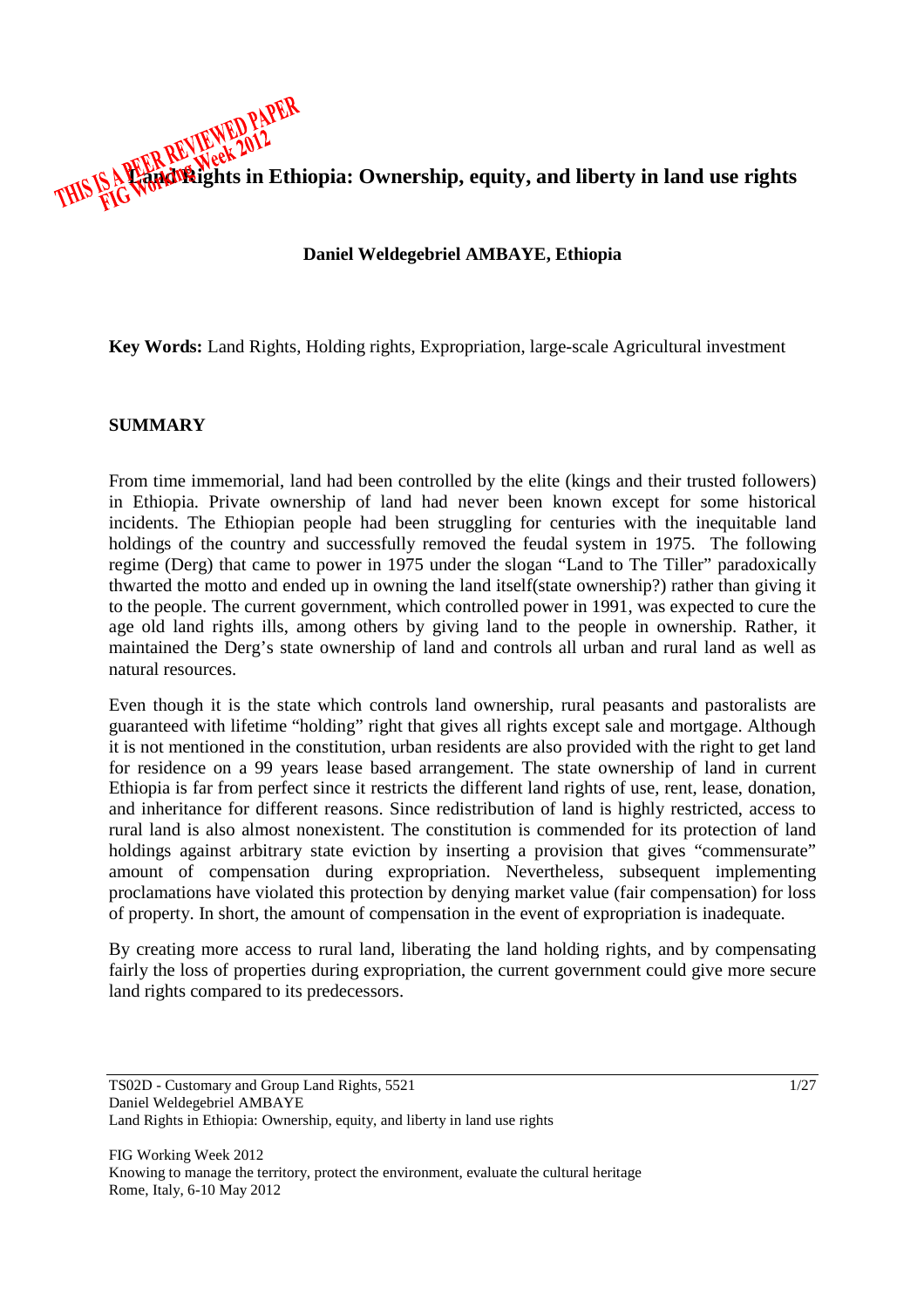THIS IS A PEER REVIEWED PAPER
FIG Working Week 2012

# Land Rights in Ethiopia: Ownership, equity, and liberty in land use rights

**Daniel Weldegebriel AMBAYE, Ethiopia**

**Key Words:** Land Rights, Holding rights, Expropriation, large-scale Agricultural investment

## SUMMARY

From time immemorial, land had been controlled by the elite (kings and their trusted followers) in Ethiopia. Private ownership of land had never been known except for some historical incidents. The Ethiopian people had been struggling for centuries with the inequitable land holdings of the country and successfully removed the feudal system in 1975. The following regime (Derg) that came to power in 1975 under the slogan "Land to The Tiller" paradoxically thwarted the motto and ended up in owning the land itself(state ownership?) rather than giving it to the people. The current government, which controlled power in 1991, was expected to cure the age old land rights ills, among others by giving land to the people in ownership. Rather, it maintained the Derg's state ownership of land and controls all urban and rural land as well as natural resources.

Even though it is the state which controls land ownership, rural peasants and pastoralists are guaranteed with lifetime "holding" right that gives all rights except sale and mortgage. Although it is not mentioned in the constitution, urban residents are also provided with the right to get land for residence on a 99 years lease based arrangement. The state ownership of land in current Ethiopia is far from perfect since it restricts the different land rights of use, rent, lease, donation, and inheritance for different reasons. Since redistribution of land is highly restricted, access to rural land is also almost nonexistent. The constitution is commended for its protection of land holdings against arbitrary state eviction by inserting a provision that gives "commensurate" amount of compensation during expropriation. Nevertheless, subsequent implementing proclamations have violated this protection by denying market value (fair compensation) for loss of property. In short, the amount of compensation in the event of expropriation is inadequate.

By creating more access to rural land, liberating the land holding rights, and by compensating fairly the loss of properties during expropriation, the current government could give more secure land rights compared to its predecessors.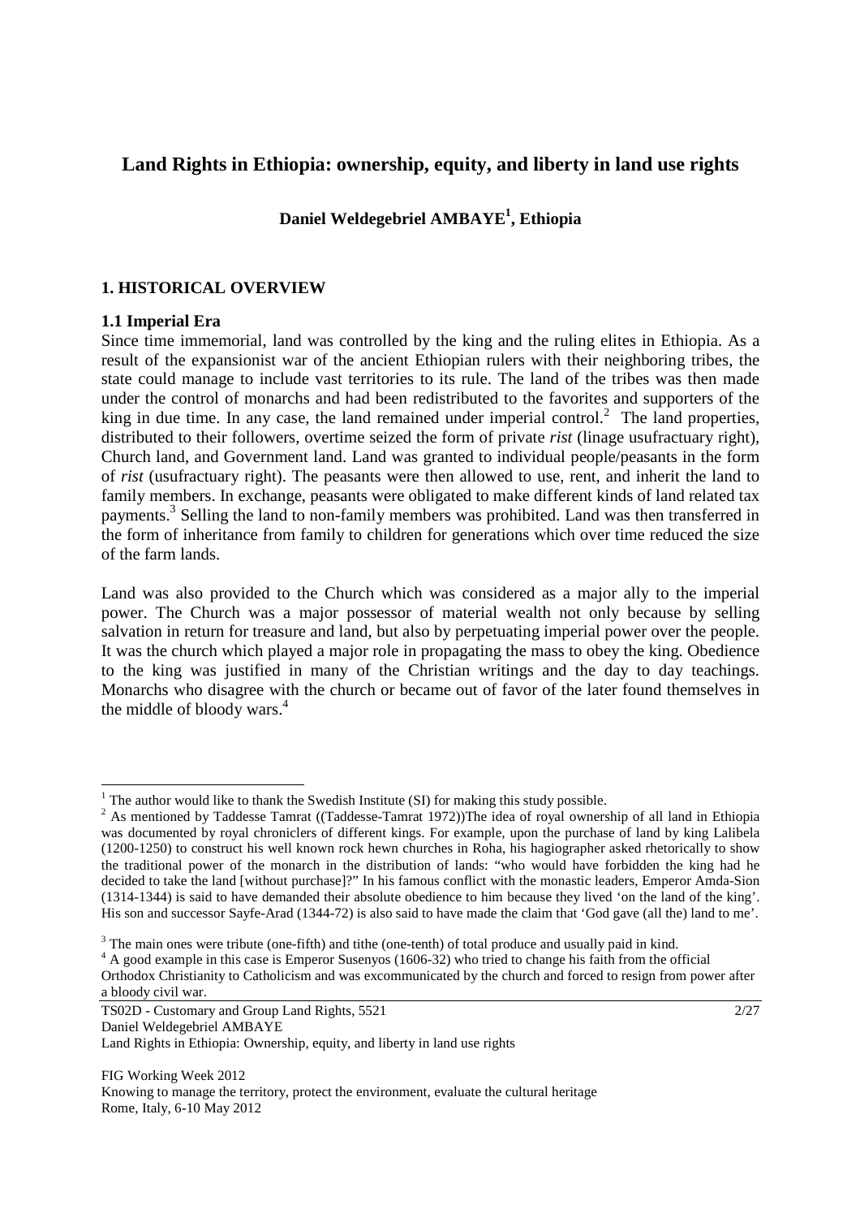# Land Rights in Ethiopia: ownership, equity, and liberty in land use rights

**Daniel Weldegebriel AMBAYE[1], Ethiopia**

## 1. HISTORICAL OVERVIEW

### 1.1 Imperial Era

Since time immemorial, land was controlled by the king and the ruling elites in Ethiopia. As a result of the expansionist war of the ancient Ethiopian rulers with their neighboring tribes, the state could manage to include vast territories to its rule. The land of the tribes was then made under the control of monarchs and had been redistributed to the favorites and supporters of the king in due time. In any case, the land remained under imperial control.[2] The land properties, distributed to their followers, overtime seized the form of private *rist* (linage usufractuary right), Church land, and Government land. Land was granted to individual people/peasants in the form of *rist* (usufractuary right). The peasants were then allowed to use, rent, and inherit the land to family members. In exchange, peasants were obligated to make different kinds of land related tax payments.[3] Selling the land to non-family members was prohibited. Land was then transferred in the form of inheritance from family to children for generations which over time reduced the size of the farm lands.

Land was also provided to the Church which was considered as a major ally to the imperial power. The Church was a major possessor of material wealth not only because by selling salvation in return for treasure and land, but also by perpetuating imperial power over the people. It was the church which played a major role in propagating the mass to obey the king. Obedience to the king was justified in many of the Christian writings and the day to day teachings. Monarchs who disagree with the church or became out of favor of the later found themselves in the middle of bloody wars.[4]

---

[1] The author would like to thank the Swedish Institute (SI) for making this study possible.

[2] As mentioned by Taddesse Tamrat ((Taddesse-Tamrat 1972))The idea of royal ownership of all land in Ethiopia was documented by royal chroniclers of different kings. For example, upon the purchase of land by king Lalibela (1200-1250) to construct his well known rock hewn churches in Roha, his hagiographer asked rhetorically to show the traditional power of the monarch in the distribution of lands: "who would have forbidden the king had he decided to take the land [without purchase]?" In his famous conflict with the monastic leaders, Emperor Amda-Sion (1314-1344) is said to have demanded their absolute obedience to him because they lived 'on the land of the king'. His son and successor Sayfe-Arad (1344-72) is also said to have made the claim that 'God gave (all the) land to me'.

[3] The main ones were tribute (one-fifth) and tithe (one-tenth) of total produce and usually paid in kind.

[4] A good example in this case is Emperor Susenyos (1606-32) who tried to change his faith from the official Orthodox Christianity to Catholicism and was excommunicated by the church and forced to resign from power after a bloody civil war.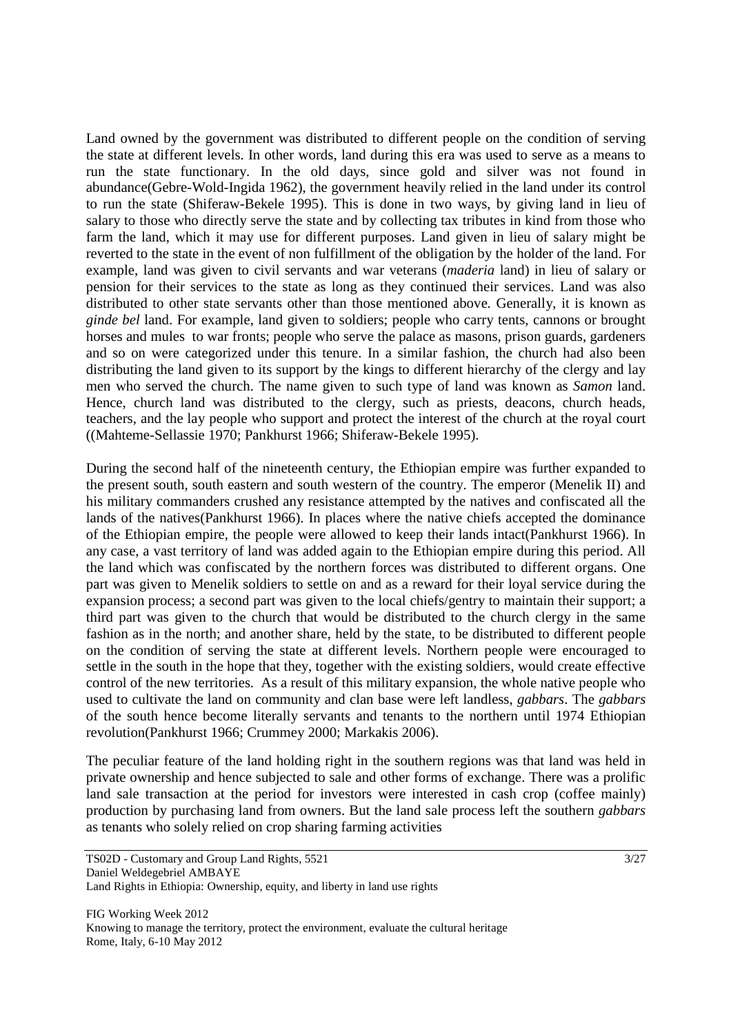Land owned by the government was distributed to different people on the condition of serving the state at different levels. In other words, land during this era was used to serve as a means to run the state functionary. In the old days, since gold and silver was not found in abundance(Gebre-Wold-Ingida 1962), the government heavily relied in the land under its control to run the state (Shiferaw-Bekele 1995). This is done in two ways, by giving land in lieu of salary to those who directly serve the state and by collecting tax tributes in kind from those who farm the land, which it may use for different purposes. Land given in lieu of salary might be reverted to the state in the event of non fulfillment of the obligation by the holder of the land. For example, land was given to civil servants and war veterans (*maderia* land) in lieu of salary or pension for their services to the state as long as they continued their services. Land was also distributed to other state servants other than those mentioned above. Generally, it is known as *ginde bel* land. For example, land given to soldiers; people who carry tents, cannons or brought horses and mules to war fronts; people who serve the palace as masons, prison guards, gardeners and so on were categorized under this tenure. In a similar fashion, the church had also been distributing the land given to its support by the kings to different hierarchy of the clergy and lay men who served the church. The name given to such type of land was known as *Samon* land. Hence, church land was distributed to the clergy, such as priests, deacons, church heads, teachers, and the lay people who support and protect the interest of the church at the royal court ((Mahteme-Sellassie 1970; Pankhurst 1966; Shiferaw-Bekele 1995).

During the second half of the nineteenth century, the Ethiopian empire was further expanded to the present south, south eastern and south western of the country. The emperor (Menelik II) and his military commanders crushed any resistance attempted by the natives and confiscated all the lands of the natives(Pankhurst 1966). In places where the native chiefs accepted the dominance of the Ethiopian empire, the people were allowed to keep their lands intact(Pankhurst 1966). In any case, a vast territory of land was added again to the Ethiopian empire during this period. All the land which was confiscated by the northern forces was distributed to different organs. One part was given to Menelik soldiers to settle on and as a reward for their loyal service during the expansion process; a second part was given to the local chiefs/gentry to maintain their support; a third part was given to the church that would be distributed to the church clergy in the same fashion as in the north; and another share, held by the state, to be distributed to different people on the condition of serving the state at different levels. Northern people were encouraged to settle in the south in the hope that they, together with the existing soldiers, would create effective control of the new territories. As a result of this military expansion, the whole native people who used to cultivate the land on community and clan base were left landless, *gabbars*. The *gabbars* of the south hence become literally servants and tenants to the northern until 1974 Ethiopian revolution(Pankhurst 1966; Crummey 2000; Markakis 2006).

The peculiar feature of the land holding right in the southern regions was that land was held in private ownership and hence subjected to sale and other forms of exchange. There was a prolific land sale transaction at the period for investors were interested in cash crop (coffee mainly) production by purchasing land from owners. But the land sale process left the southern *gabbars* as tenants who solely relied on crop sharing farming activities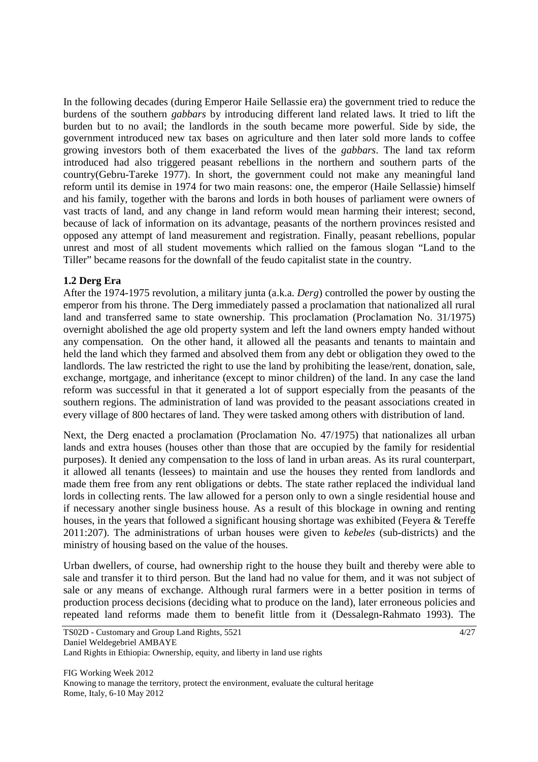In the following decades (during Emperor Haile Sellassie era) the government tried to reduce the burdens of the southern *gabbars* by introducing different land related laws. It tried to lift the burden but to no avail; the landlords in the south became more powerful. Side by side, the government introduced new tax bases on agriculture and then later sold more lands to coffee growing investors both of them exacerbated the lives of the *gabbars*. The land tax reform introduced had also triggered peasant rebellions in the northern and southern parts of the country(Gebru-Tareke 1977). In short, the government could not make any meaningful land reform until its demise in 1974 for two main reasons: one, the emperor (Haile Sellassie) himself and his family, together with the barons and lords in both houses of parliament were owners of vast tracts of land, and any change in land reform would mean harming their interest; second, because of lack of information on its advantage, peasants of the northern provinces resisted and opposed any attempt of land measurement and registration. Finally, peasant rebellions, popular unrest and most of all student movements which rallied on the famous slogan "Land to the Tiller" became reasons for the downfall of the feudo capitalist state in the country.

### 1.2 Derg Era

After the 1974-1975 revolution, a military junta (a.k.a. *Derg*) controlled the power by ousting the emperor from his throne. The Derg immediately passed a proclamation that nationalized all rural land and transferred same to state ownership. This proclamation (Proclamation No. 31/1975) overnight abolished the age old property system and left the land owners empty handed without any compensation. On the other hand, it allowed all the peasants and tenants to maintain and held the land which they farmed and absolved them from any debt or obligation they owed to the landlords. The law restricted the right to use the land by prohibiting the lease/rent, donation, sale, exchange, mortgage, and inheritance (except to minor children) of the land. In any case the land reform was successful in that it generated a lot of support especially from the peasants of the southern regions. The administration of land was provided to the peasant associations created in every village of 800 hectares of land. They were tasked among others with distribution of land.

Next, the Derg enacted a proclamation (Proclamation No. 47/1975) that nationalizes all urban lands and extra houses (houses other than those that are occupied by the family for residential purposes). It denied any compensation to the loss of land in urban areas. As its rural counterpart, it allowed all tenants (lessees) to maintain and use the houses they rented from landlords and made them free from any rent obligations or debts. The state rather replaced the individual land lords in collecting rents. The law allowed for a person only to own a single residential house and if necessary another single business house. As a result of this blockage in owning and renting houses, in the years that followed a significant housing shortage was exhibited (Feyera & Tereffe 2011:207). The administrations of urban houses were given to *kebeles* (sub-districts) and the ministry of housing based on the value of the houses.

Urban dwellers, of course, had ownership right to the house they built and thereby were able to sale and transfer it to third person. But the land had no value for them, and it was not subject of sale or any means of exchange. Although rural farmers were in a better position in terms of production process decisions (deciding what to produce on the land), later erroneous policies and repeated land reforms made them to benefit little from it (Dessalegn-Rahmato 1993). The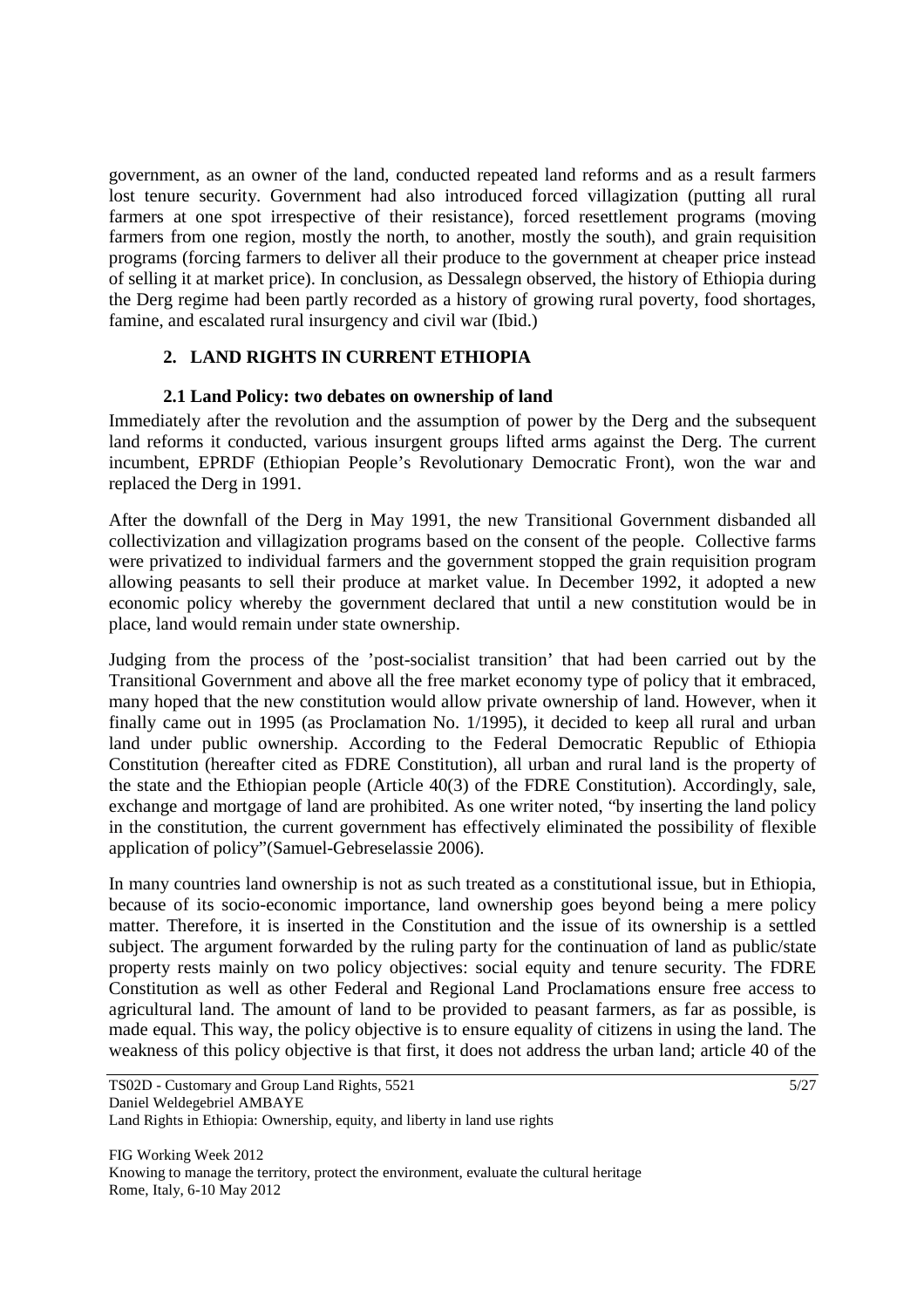government, as an owner of the land, conducted repeated land reforms and as a result farmers lost tenure security. Government had also introduced forced villagization (putting all rural farmers at one spot irrespective of their resistance), forced resettlement programs (moving farmers from one region, mostly the north, to another, mostly the south), and grain requisition programs (forcing farmers to deliver all their produce to the government at cheaper price instead of selling it at market price). In conclusion, as Dessalegn observed, the history of Ethiopia during the Derg regime had been partly recorded as a history of growing rural poverty, food shortages, famine, and escalated rural insurgency and civil war (Ibid.)

## 2. LAND RIGHTS IN CURRENT ETHIOPIA

### 2.1 Land Policy: two debates on ownership of land

Immediately after the revolution and the assumption of power by the Derg and the subsequent land reforms it conducted, various insurgent groups lifted arms against the Derg. The current incumbent, EPRDF (Ethiopian People's Revolutionary Democratic Front), won the war and replaced the Derg in 1991.

After the downfall of the Derg in May 1991, the new Transitional Government disbanded all collectivization and villagization programs based on the consent of the people. Collective farms were privatized to individual farmers and the government stopped the grain requisition program allowing peasants to sell their produce at market value. In December 1992, it adopted a new economic policy whereby the government declared that until a new constitution would be in place, land would remain under state ownership.

Judging from the process of the 'post-socialist transition' that had been carried out by the Transitional Government and above all the free market economy type of policy that it embraced, many hoped that the new constitution would allow private ownership of land. However, when it finally came out in 1995 (as Proclamation No. 1/1995), it decided to keep all rural and urban land under public ownership. According to the Federal Democratic Republic of Ethiopia Constitution (hereafter cited as FDRE Constitution), all urban and rural land is the property of the state and the Ethiopian people (Article 40(3) of the FDRE Constitution). Accordingly, sale, exchange and mortgage of land are prohibited. As one writer noted, "by inserting the land policy in the constitution, the current government has effectively eliminated the possibility of flexible application of policy"(Samuel-Gebreselassie 2006).

In many countries land ownership is not as such treated as a constitutional issue, but in Ethiopia, because of its socio-economic importance, land ownership goes beyond being a mere policy matter. Therefore, it is inserted in the Constitution and the issue of its ownership is a settled subject. The argument forwarded by the ruling party for the continuation of land as public/state property rests mainly on two policy objectives: social equity and tenure security. The FDRE Constitution as well as other Federal and Regional Land Proclamations ensure free access to agricultural land. The amount of land to be provided to peasant farmers, as far as possible, is made equal. This way, the policy objective is to ensure equality of citizens in using the land. The weakness of this policy objective is that first, it does not address the urban land; article 40 of the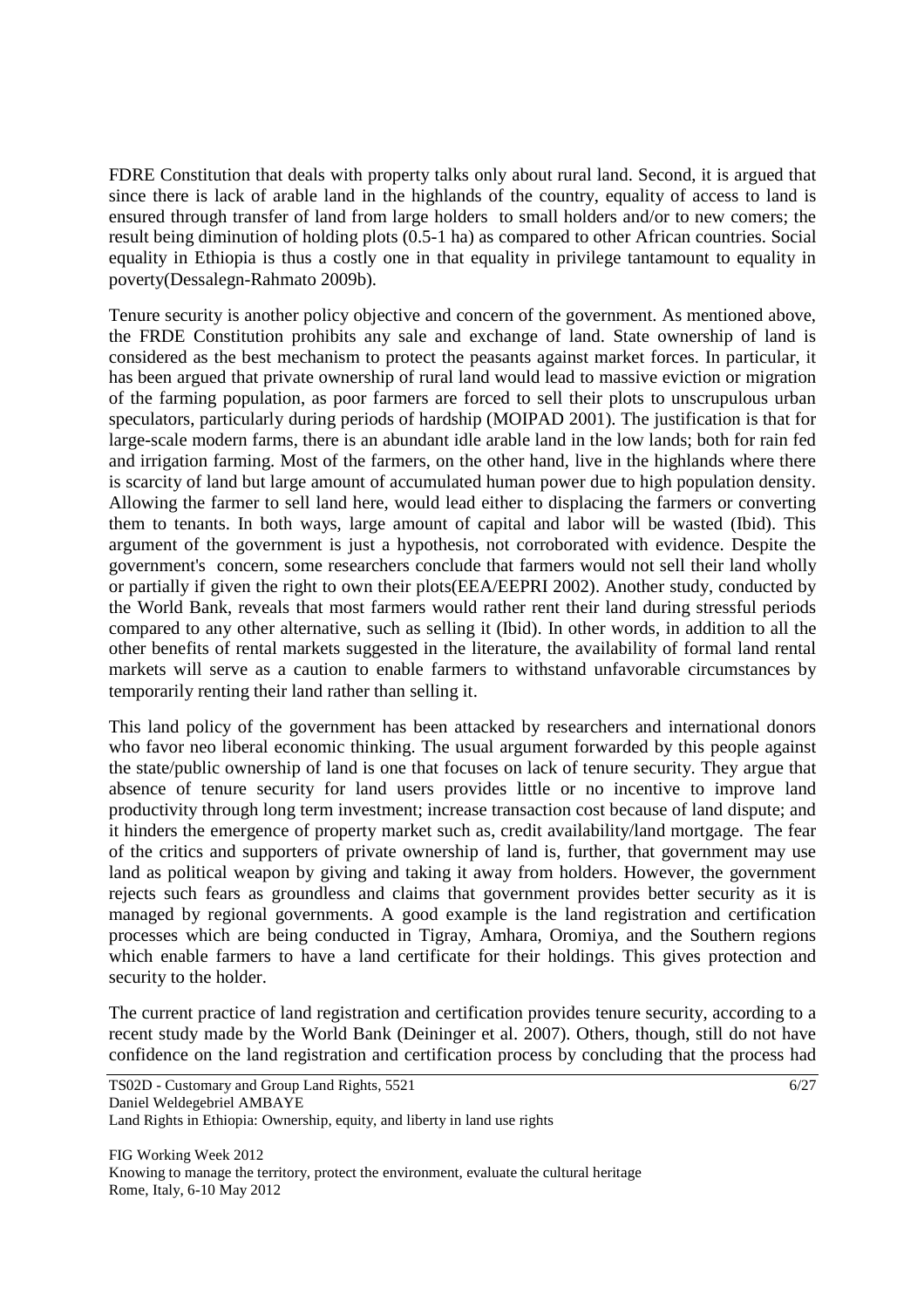FDRE Constitution that deals with property talks only about rural land. Second, it is argued that since there is lack of arable land in the highlands of the country, equality of access to land is ensured through transfer of land from large holders to small holders and/or to new comers; the result being diminution of holding plots (0.5-1 ha) as compared to other African countries. Social equality in Ethiopia is thus a costly one in that equality in privilege tantamount to equality in poverty(Dessalegn-Rahmato 2009b).

Tenure security is another policy objective and concern of the government. As mentioned above, the FRDE Constitution prohibits any sale and exchange of land. State ownership of land is considered as the best mechanism to protect the peasants against market forces. In particular, it has been argued that private ownership of rural land would lead to massive eviction or migration of the farming population, as poor farmers are forced to sell their plots to unscrupulous urban speculators, particularly during periods of hardship (MOIPAD 2001). The justification is that for large-scale modern farms, there is an abundant idle arable land in the low lands; both for rain fed and irrigation farming. Most of the farmers, on the other hand, live in the highlands where there is scarcity of land but large amount of accumulated human power due to high population density. Allowing the farmer to sell land here, would lead either to displacing the farmers or converting them to tenants. In both ways, large amount of capital and labor will be wasted (Ibid). This argument of the government is just a hypothesis, not corroborated with evidence. Despite the government's concern, some researchers conclude that farmers would not sell their land wholly or partially if given the right to own their plots(EEA/EEPRI 2002). Another study, conducted by the World Bank, reveals that most farmers would rather rent their land during stressful periods compared to any other alternative, such as selling it (Ibid). In other words, in addition to all the other benefits of rental markets suggested in the literature, the availability of formal land rental markets will serve as a caution to enable farmers to withstand unfavorable circumstances by temporarily renting their land rather than selling it.

This land policy of the government has been attacked by researchers and international donors who favor neo liberal economic thinking. The usual argument forwarded by this people against the state/public ownership of land is one that focuses on lack of tenure security. They argue that absence of tenure security for land users provides little or no incentive to improve land productivity through long term investment; increase transaction cost because of land dispute; and it hinders the emergence of property market such as, credit availability/land mortgage. The fear of the critics and supporters of private ownership of land is, further, that government may use land as political weapon by giving and taking it away from holders. However, the government rejects such fears as groundless and claims that government provides better security as it is managed by regional governments. A good example is the land registration and certification processes which are being conducted in Tigray, Amhara, Oromiya, and the Southern regions which enable farmers to have a land certificate for their holdings. This gives protection and security to the holder.

The current practice of land registration and certification provides tenure security, according to a recent study made by the World Bank (Deininger et al. 2007). Others, though, still do not have confidence on the land registration and certification process by concluding that the process had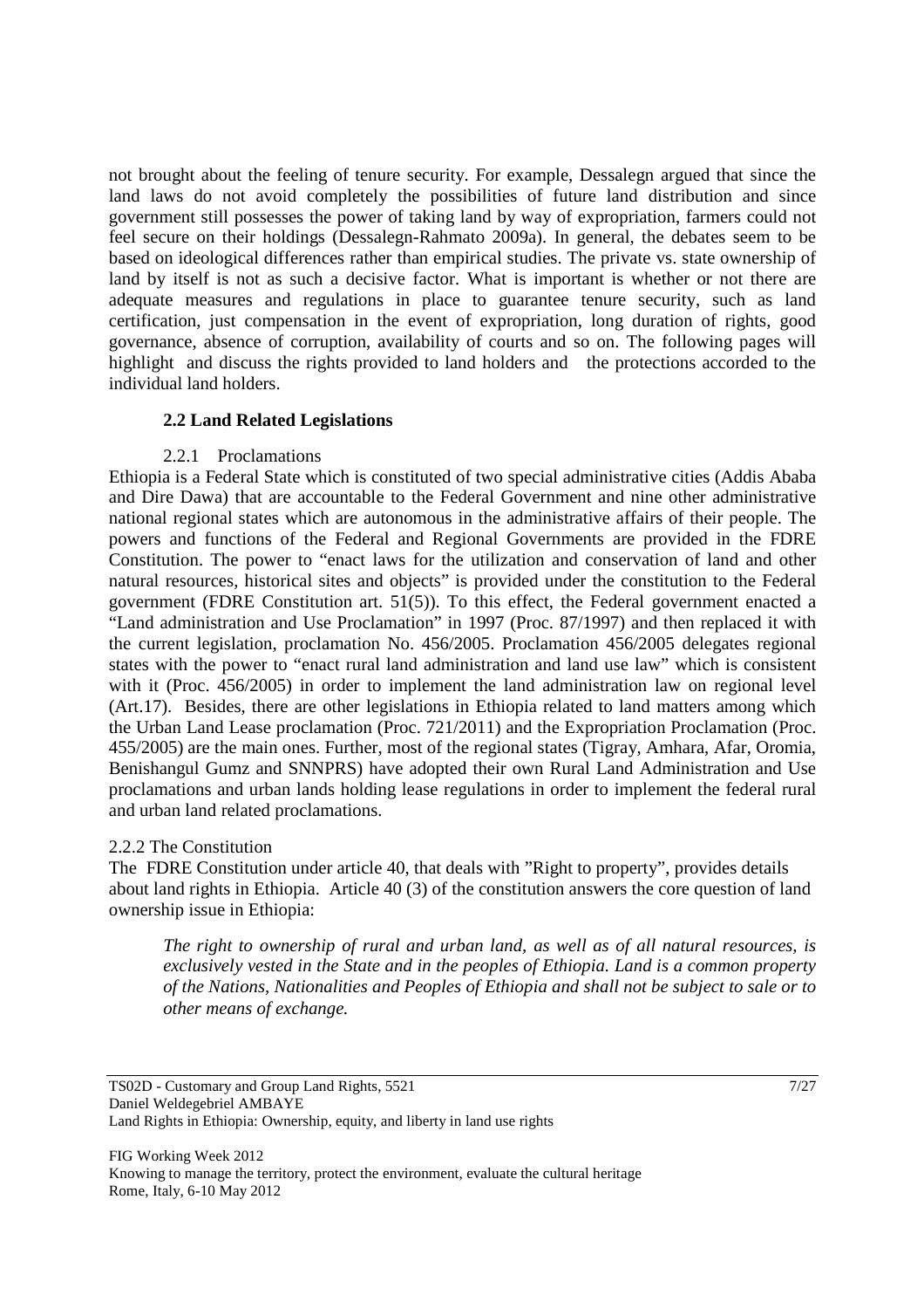not brought about the feeling of tenure security. For example, Dessalegn argued that since the land laws do not avoid completely the possibilities of future land distribution and since government still possesses the power of taking land by way of expropriation, farmers could not feel secure on their holdings (Dessalegn-Rahmato 2009a). In general, the debates seem to be based on ideological differences rather than empirical studies. The private vs. state ownership of land by itself is not as such a decisive factor. What is important is whether or not there are adequate measures and regulations in place to guarantee tenure security, such as land certification, just compensation in the event of expropriation, long duration of rights, good governance, absence of corruption, availability of courts and so on. The following pages will highlight and discuss the rights provided to land holders and the protections accorded to the individual land holders.

## 2.2 Land Related Legislations

### 2.2.1 Proclamations

Ethiopia is a Federal State which is constituted of two special administrative cities (Addis Ababa and Dire Dawa) that are accountable to the Federal Government and nine other administrative national regional states which are autonomous in the administrative affairs of their people. The powers and functions of the Federal and Regional Governments are provided in the FDRE Constitution. The power to "enact laws for the utilization and conservation of land and other natural resources, historical sites and objects" is provided under the constitution to the Federal government (FDRE Constitution art. 51(5)). To this effect, the Federal government enacted a "Land administration and Use Proclamation" in 1997 (Proc. 87/1997) and then replaced it with the current legislation, proclamation No. 456/2005. Proclamation 456/2005 delegates regional states with the power to "enact rural land administration and land use law" which is consistent with it (Proc. 456/2005) in order to implement the land administration law on regional level (Art.17). Besides, there are other legislations in Ethiopia related to land matters among which the Urban Land Lease proclamation (Proc. 721/2011) and the Expropriation Proclamation (Proc. 455/2005) are the main ones. Further, most of the regional states (Tigray, Amhara, Afar, Oromia, Benishangul Gumz and SNNPRS) have adopted their own Rural Land Administration and Use proclamations and urban lands holding lease regulations in order to implement the federal rural and urban land related proclamations.

### 2.2.2 The Constitution

The FDRE Constitution under article 40, that deals with "Right to property", provides details about land rights in Ethiopia. Article 40 (3) of the constitution answers the core question of land ownership issue in Ethiopia:

> *The right to ownership of rural and urban land, as well as of all natural resources, is exclusively vested in the State and in the peoples of Ethiopia. Land is a common property of the Nations, Nationalities and Peoples of Ethiopia and shall not be subject to sale or to other means of exchange.*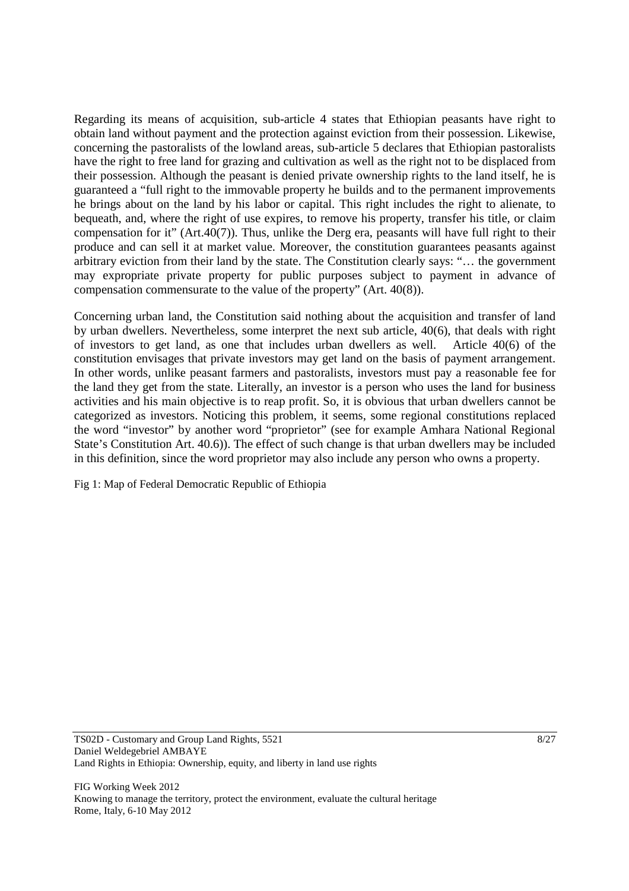Regarding its means of acquisition, sub-article 4 states that Ethiopian peasants have right to obtain land without payment and the protection against eviction from their possession. Likewise, concerning the pastoralists of the lowland areas, sub-article 5 declares that Ethiopian pastoralists have the right to free land for grazing and cultivation as well as the right not to be displaced from their possession. Although the peasant is denied private ownership rights to the land itself, he is guaranteed a "full right to the immovable property he builds and to the permanent improvements he brings about on the land by his labor or capital. This right includes the right to alienate, to bequeath, and, where the right of use expires, to remove his property, transfer his title, or claim compensation for it" (Art.40(7)). Thus, unlike the Derg era, peasants will have full right to their produce and can sell it at market value. Moreover, the constitution guarantees peasants against arbitrary eviction from their land by the state. The Constitution clearly says: "… the government may expropriate private property for public purposes subject to payment in advance of compensation commensurate to the value of the property" (Art. 40(8)).

Concerning urban land, the Constitution said nothing about the acquisition and transfer of land by urban dwellers. Nevertheless, some interpret the next sub article, 40(6), that deals with right of investors to get land, as one that includes urban dwellers as well. Article 40(6) of the constitution envisages that private investors may get land on the basis of payment arrangement. In other words, unlike peasant farmers and pastoralists, investors must pay a reasonable fee for the land they get from the state. Literally, an investor is a person who uses the land for business activities and his main objective is to reap profit. So, it is obvious that urban dwellers cannot be categorized as investors. Noticing this problem, it seems, some regional constitutions replaced the word "investor" by another word "proprietor" (see for example Amhara National Regional State's Constitution Art. 40.6)). The effect of such change is that urban dwellers may be included in this definition, since the word proprietor may also include any person who owns a property.

Fig 1: Map of Federal Democratic Republic of Ethiopia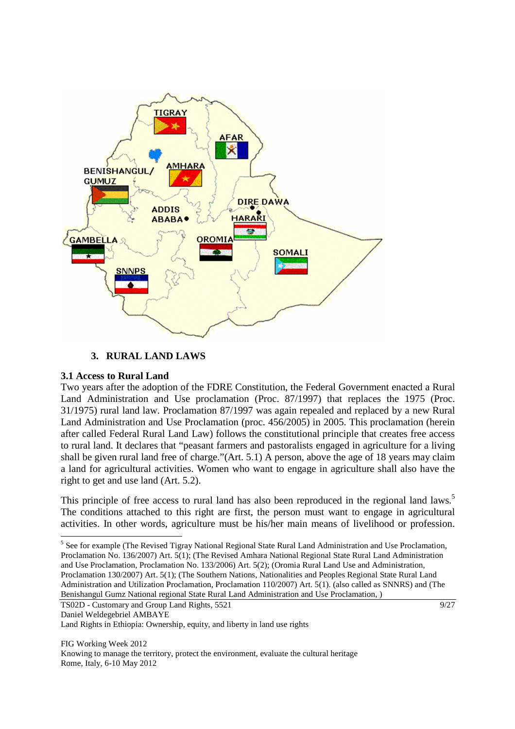## 3. RURAL LAND LAWS

### 3.1 Access to Rural Land

Two years after the adoption of the FDRE Constitution, the Federal Government enacted a Rural Land Administration and Use proclamation (Proc. 87/1997) that replaces the 1975 (Proc. 31/1975) rural land law. Proclamation 87/1997 was again repealed and replaced by a new Rural Land Administration and Use Proclamation (proc. 456/2005) in 2005. This proclamation (herein after called Federal Rural Land Law) follows the constitutional principle that creates free access to rural land. It declares that "peasant farmers and pastoralists engaged in agriculture for a living shall be given rural land free of charge."(Art. 5.1) A person, above the age of 18 years may claim a land for agricultural activities. Women who want to engage in agriculture shall also have the right to get and use land (Art. 5.2).

This principle of free access to rural land has also been reproduced in the regional land laws.[5] The conditions attached to this right are first, the person must want to engage in agricultural activities. In other words, agriculture must be his/her main means of livelihood or profession.

---

[5] See for example (The Revised Tigray National Regional State Rural Land Administration and Use Proclamation, Proclamation No. 136/2007) Art. 5(1); (The Revised Amhara National Regional State Rural Land Administration and Use Proclamation, Proclamation No. 133/2006) Art. 5(2); (Oromia Rural Land Use and Administration, Proclamation 130/2007) Art. 5(1); (The Southern Nations, Nationalities and Peoples Regional State Rural Land Administration and Utilization Proclamation, Proclamation 110/2007) Art. 5(1). (also called as SNNRS) and (The Benishangul Gumz National regional State Rural Land Administration and Use Proclamation, )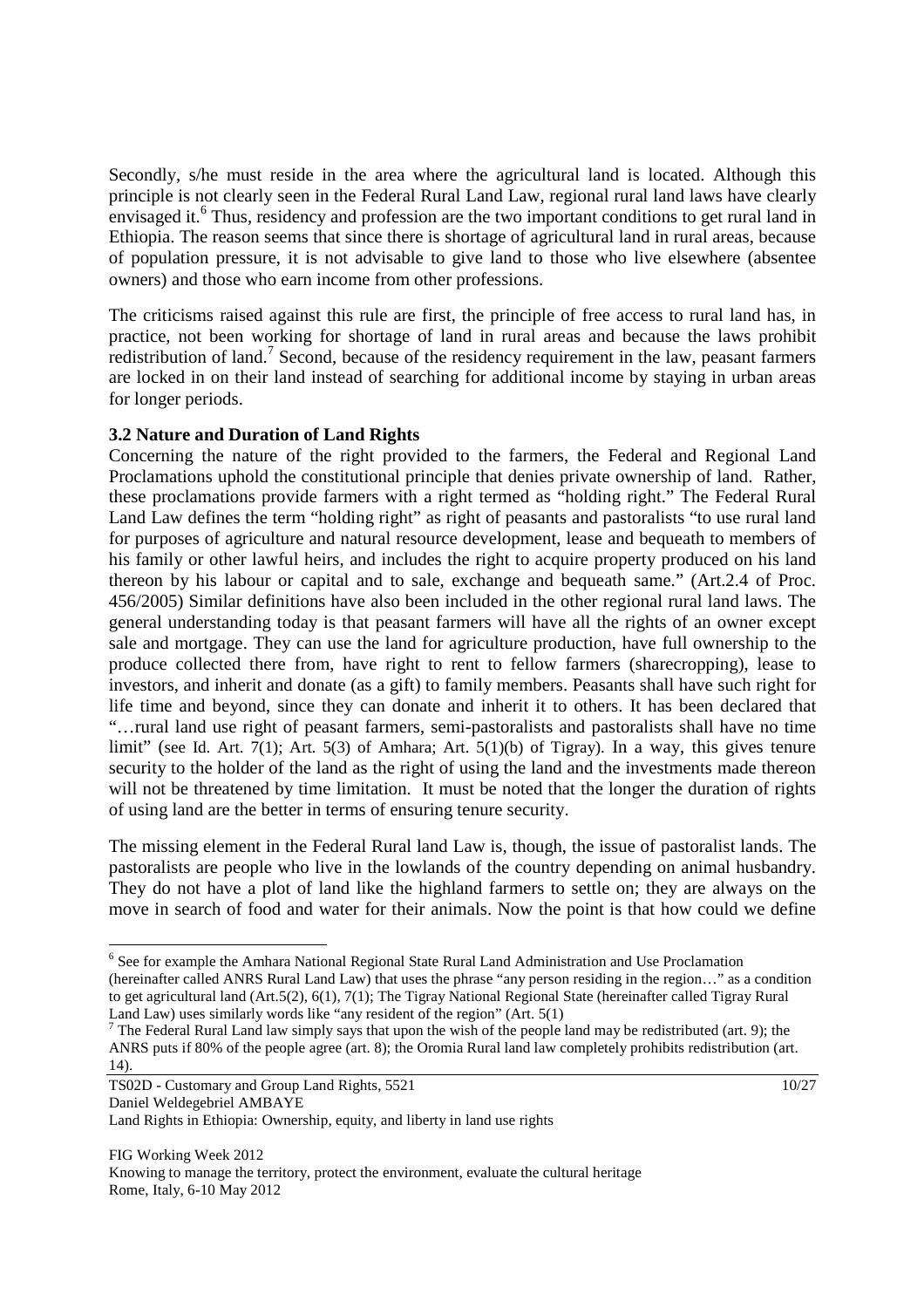Secondly, s/he must reside in the area where the agricultural land is located. Although this principle is not clearly seen in the Federal Rural Land Law, regional rural land laws have clearly envisaged it.[6] Thus, residency and profession are the two important conditions to get rural land in Ethiopia. The reason seems that since there is shortage of agricultural land in rural areas, because of population pressure, it is not advisable to give land to those who live elsewhere (absentee owners) and those who earn income from other professions.

The criticisms raised against this rule are first, the principle of free access to rural land has, in practice, not been working for shortage of land in rural areas and because the laws prohibit redistribution of land.[7] Second, because of the residency requirement in the law, peasant farmers are locked in on their land instead of searching for additional income by staying in urban areas for longer periods.

### 3.2 Nature and Duration of Land Rights

Concerning the nature of the right provided to the farmers, the Federal and Regional Land Proclamations uphold the constitutional principle that denies private ownership of land. Rather, these proclamations provide farmers with a right termed as "holding right." The Federal Rural Land Law defines the term "holding right" as right of peasants and pastoralists "to use rural land for purposes of agriculture and natural resource development, lease and bequeath to members of his family or other lawful heirs, and includes the right to acquire property produced on his land thereon by his labour or capital and to sale, exchange and bequeath same." (Art.2.4 of Proc. 456/2005) Similar definitions have also been included in the other regional rural land laws. The general understanding today is that peasant farmers will have all the rights of an owner except sale and mortgage. They can use the land for agriculture production, have full ownership to the produce collected there from, have right to rent to fellow farmers (sharecropping), lease to investors, and inherit and donate (as a gift) to family members. Peasants shall have such right for life time and beyond, since they can donate and inherit it to others. It has been declared that "…rural land use right of peasant farmers, semi-pastoralists and pastoralists shall have no time limit" (see Id. Art. 7(1); Art. 5(3) of Amhara; Art. 5(1)(b) of Tigray). In a way, this gives tenure security to the holder of the land as the right of using the land and the investments made thereon will not be threatened by time limitation. It must be noted that the longer the duration of rights of using land are the better in terms of ensuring tenure security.

The missing element in the Federal Rural land Law is, though, the issue of pastoralist lands. The pastoralists are people who live in the lowlands of the country depending on animal husbandry. They do not have a plot of land like the highland farmers to settle on; they are always on the move in search of food and water for their animals. Now the point is that how could we define

---

[6] See for example the Amhara National Regional State Rural Land Administration and Use Proclamation (hereinafter called ANRS Rural Land Law) that uses the phrase "any person residing in the region…" as a condition to get agricultural land (Art.5(2), 6(1), 7(1); The Tigray National Regional State (hereinafter called Tigray Rural Land Law) uses similarly words like "any resident of the region" (Art. 5(1)

[7] The Federal Rural Land law simply says that upon the wish of the people land may be redistributed (art. 9); the ANRS puts if 80% of the people agree (art. 8); the Oromia Rural land law completely prohibits redistribution (art. 14).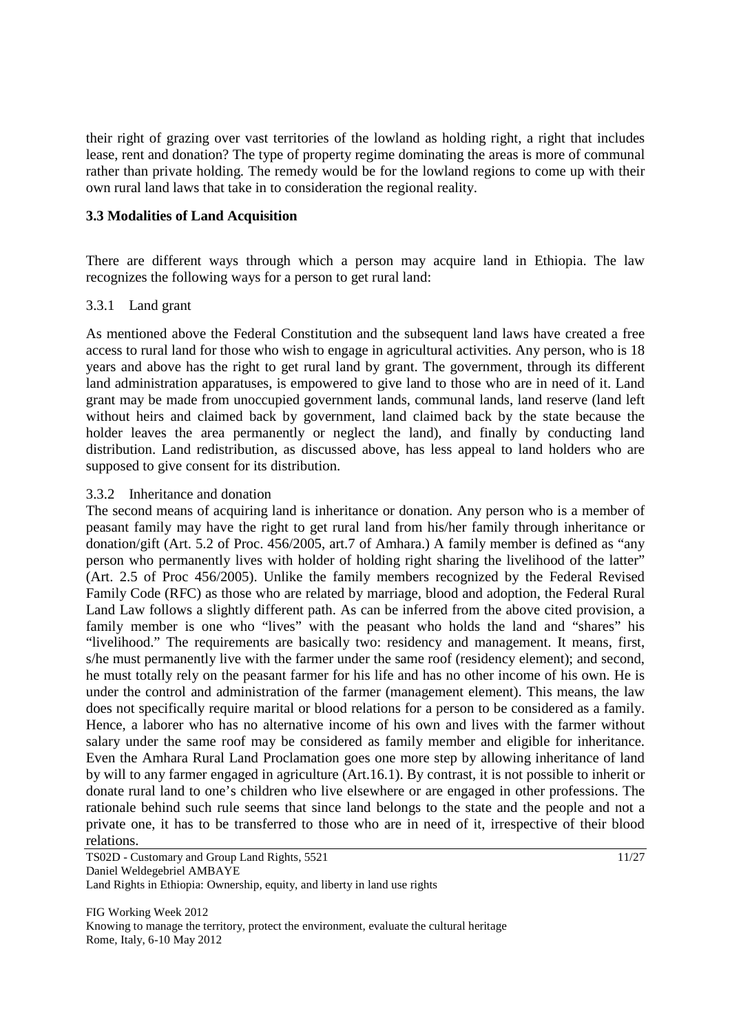their right of grazing over vast territories of the lowland as holding right, a right that includes lease, rent and donation? The type of property regime dominating the areas is more of communal rather than private holding. The remedy would be for the lowland regions to come up with their own rural land laws that take in to consideration the regional reality.

### 3.3 Modalities of Land Acquisition

There are different ways through which a person may acquire land in Ethiopia. The law recognizes the following ways for a person to get rural land:

#### 3.3.1 Land grant

As mentioned above the Federal Constitution and the subsequent land laws have created a free access to rural land for those who wish to engage in agricultural activities. Any person, who is 18 years and above has the right to get rural land by grant. The government, through its different land administration apparatuses, is empowered to give land to those who are in need of it. Land grant may be made from unoccupied government lands, communal lands, land reserve (land left without heirs and claimed back by government, land claimed back by the state because the holder leaves the area permanently or neglect the land), and finally by conducting land distribution. Land redistribution, as discussed above, has less appeal to land holders who are supposed to give consent for its distribution.

#### 3.3.2 Inheritance and donation

The second means of acquiring land is inheritance or donation. Any person who is a member of peasant family may have the right to get rural land from his/her family through inheritance or donation/gift (Art. 5.2 of Proc. 456/2005, art.7 of Amhara.) A family member is defined as "any person who permanently lives with holder of holding right sharing the livelihood of the latter" (Art. 2.5 of Proc 456/2005). Unlike the family members recognized by the Federal Revised Family Code (RFC) as those who are related by marriage, blood and adoption, the Federal Rural Land Law follows a slightly different path. As can be inferred from the above cited provision, a family member is one who "lives" with the peasant who holds the land and "shares" his "livelihood." The requirements are basically two: residency and management. It means, first, s/he must permanently live with the farmer under the same roof (residency element); and second, he must totally rely on the peasant farmer for his life and has no other income of his own. He is under the control and administration of the farmer (management element). This means, the law does not specifically require marital or blood relations for a person to be considered as a family. Hence, a laborer who has no alternative income of his own and lives with the farmer without salary under the same roof may be considered as family member and eligible for inheritance. Even the Amhara Rural Land Proclamation goes one more step by allowing inheritance of land by will to any farmer engaged in agriculture (Art.16.1). By contrast, it is not possible to inherit or donate rural land to one's children who live elsewhere or are engaged in other professions. The rationale behind such rule seems that since land belongs to the state and the people and not a private one, it has to be transferred to those who are in need of it, irrespective of their blood relations.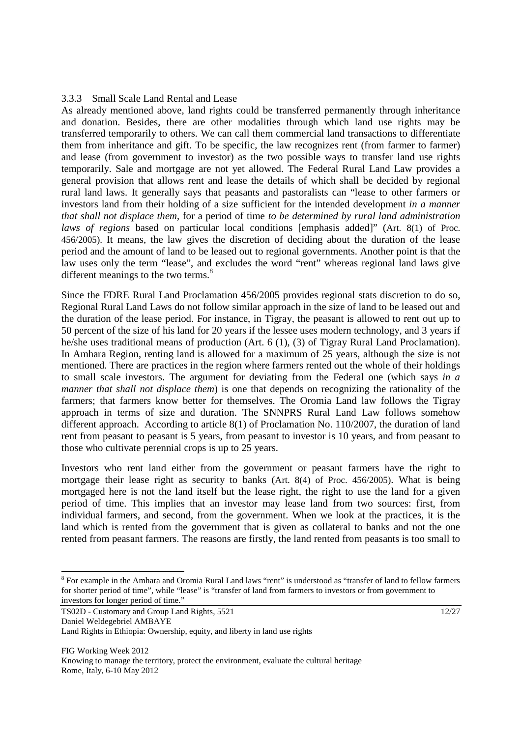### 3.3.3 Small Scale Land Rental and Lease

As already mentioned above, land rights could be transferred permanently through inheritance and donation. Besides, there are other modalities through which land use rights may be transferred temporarily to others. We can call them commercial land transactions to differentiate them from inheritance and gift. To be specific, the law recognizes rent (from farmer to farmer) and lease (from government to investor) as the two possible ways to transfer land use rights temporarily. Sale and mortgage are not yet allowed. The Federal Rural Land Law provides a general provision that allows rent and lease the details of which shall be decided by regional rural land laws. It generally says that peasants and pastoralists can "lease to other farmers or investors land from their holding of a size sufficient for the intended development *in a manner that shall not displace them*, for a period of time *to be determined by rural land administration laws of regions* based on particular local conditions [emphasis added]" (Art. 8(1) of Proc. 456/2005). It means, the law gives the discretion of deciding about the duration of the lease period and the amount of land to be leased out to regional governments. Another point is that the law uses only the term "lease", and excludes the word "rent" whereas regional land laws give different meanings to the two terms.[8]

Since the FDRE Rural Land Proclamation 456/2005 provides regional stats discretion to do so, Regional Rural Land Laws do not follow similar approach in the size of land to be leased out and the duration of the lease period. For instance, in Tigray, the peasant is allowed to rent out up to 50 percent of the size of his land for 20 years if the lessee uses modern technology, and 3 years if he/she uses traditional means of production (Art. 6 (1), (3) of Tigray Rural Land Proclamation). In Amhara Region, renting land is allowed for a maximum of 25 years, although the size is not mentioned. There are practices in the region where farmers rented out the whole of their holdings to small scale investors. The argument for deviating from the Federal one (which says *in a manner that shall not displace them*) is one that depends on recognizing the rationality of the farmers; that farmers know better for themselves. The Oromia Land law follows the Tigray approach in terms of size and duration. The SNNPRS Rural Land Law follows somehow different approach. According to article 8(1) of Proclamation No. 110/2007, the duration of land rent from peasant to peasant is 5 years, from peasant to investor is 10 years, and from peasant to those who cultivate perennial crops is up to 25 years.

Investors who rent land either from the government or peasant farmers have the right to mortgage their lease right as security to banks (Art. 8(4) of Proc. 456/2005). What is being mortgaged here is not the land itself but the lease right, the right to use the land for a given period of time. This implies that an investor may lease land from two sources: first, from individual farmers, and second, from the government. When we look at the practices, it is the land which is rented from the government that is given as collateral to banks and not the one rented from peasant farmers. The reasons are firstly, the land rented from peasants is too small to

---

[8] For example in the Amhara and Oromia Rural Land laws "rent" is understood as "transfer of land to fellow farmers for shorter period of time", while "lease" is "transfer of land from farmers to investors or from government to investors for longer period of time."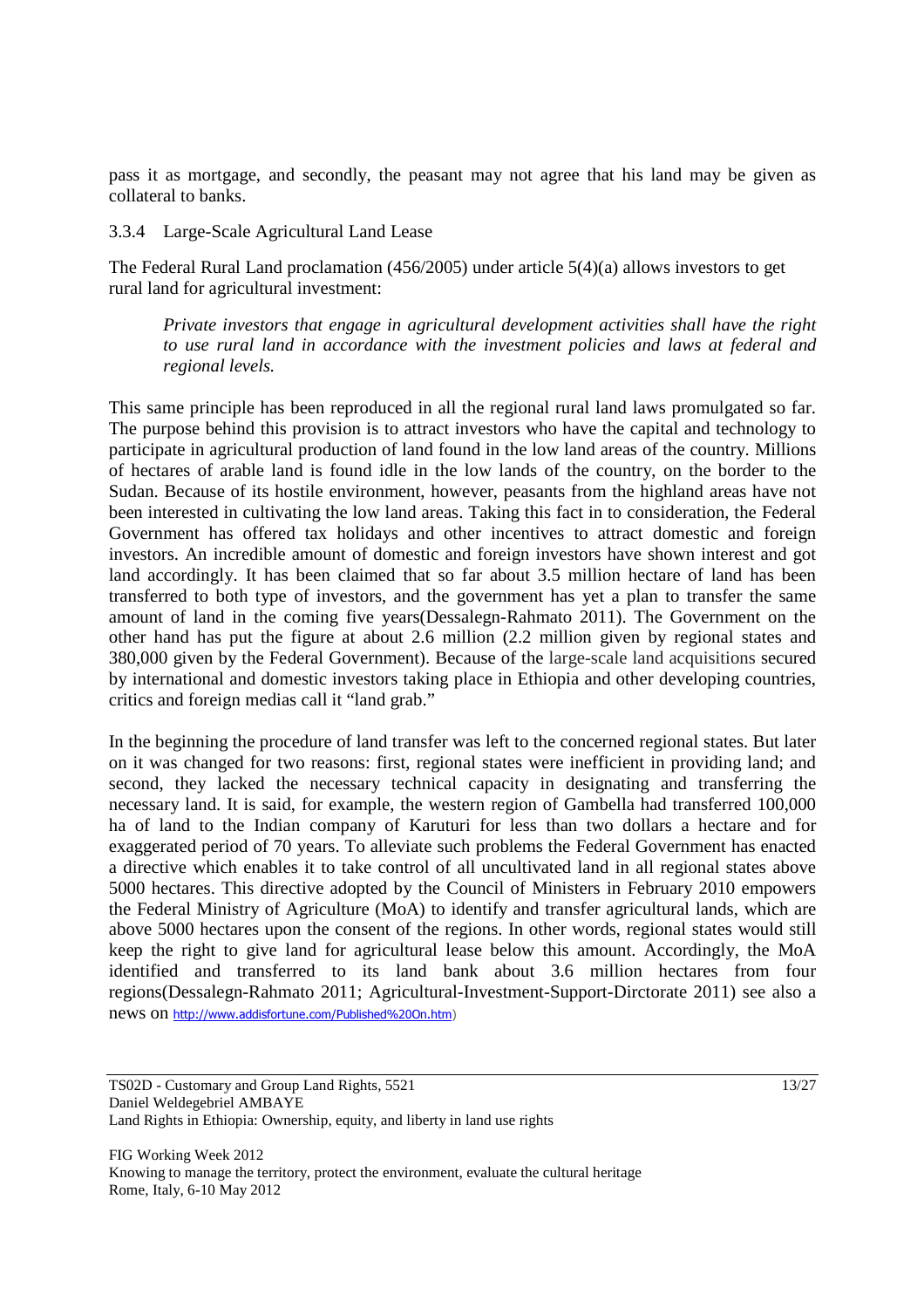pass it as mortgage, and secondly, the peasant may not agree that his land may be given as collateral to banks.

### 3.3.4 Large-Scale Agricultural Land Lease

The Federal Rural Land proclamation (456/2005) under article 5(4)(a) allows investors to get rural land for agricultural investment:

> *Private investors that engage in agricultural development activities shall have the right to use rural land in accordance with the investment policies and laws at federal and regional levels.*

This same principle has been reproduced in all the regional rural land laws promulgated so far. The purpose behind this provision is to attract investors who have the capital and technology to participate in agricultural production of land found in the low land areas of the country. Millions of hectares of arable land is found idle in the low lands of the country, on the border to the Sudan. Because of its hostile environment, however, peasants from the highland areas have not been interested in cultivating the low land areas. Taking this fact in to consideration, the Federal Government has offered tax holidays and other incentives to attract domestic and foreign investors. An incredible amount of domestic and foreign investors have shown interest and got land accordingly. It has been claimed that so far about 3.5 million hectare of land has been transferred to both type of investors, and the government has yet a plan to transfer the same amount of land in the coming five years(Dessalegn-Rahmato 2011). The Government on the other hand has put the figure at about 2.6 million (2.2 million given by regional states and 380,000 given by the Federal Government). Because of the large-scale land acquisitions secured by international and domestic investors taking place in Ethiopia and other developing countries, critics and foreign medias call it "land grab."

In the beginning the procedure of land transfer was left to the concerned regional states. But later on it was changed for two reasons: first, regional states were inefficient in providing land; and second, they lacked the necessary technical capacity in designating and transferring the necessary land. It is said, for example, the western region of Gambella had transferred 100,000 ha of land to the Indian company of Karuturi for less than two dollars a hectare and for exaggerated period of 70 years. To alleviate such problems the Federal Government has enacted a directive which enables it to take control of all uncultivated land in all regional states above 5000 hectares. This directive adopted by the Council of Ministers in February 2010 empowers the Federal Ministry of Agriculture (MoA) to identify and transfer agricultural lands, which are above 5000 hectares upon the consent of the regions. In other words, regional states would still keep the right to give land for agricultural lease below this amount. Accordingly, the MoA identified and transferred to its land bank about 3.6 million hectares from four regions(Dessalegn-Rahmato 2011; Agricultural-Investment-Support-Dirctorate 2011) see also a news on http://www.addisfortune.com/Published%20On.htm)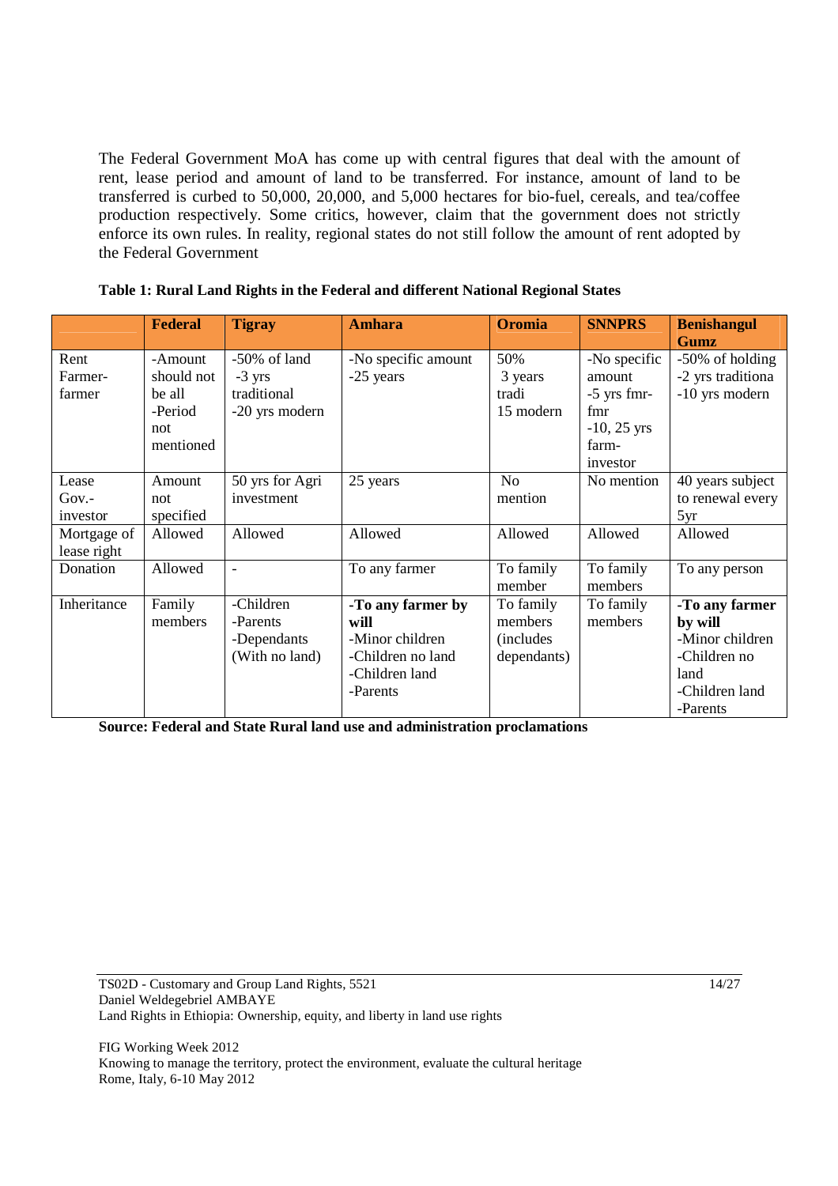The Federal Government MoA has come up with central figures that deal with the amount of rent, lease period and amount of land to be transferred. For instance, amount of land to be transferred is curbed to 50,000, 20,000, and 5,000 hectares for bio-fuel, cereals, and tea/coffee production respectively. Some critics, however, claim that the government does not strictly enforce its own rules. In reality, regional states do not still follow the amount of rent adopted by the Federal Government

**Table 1: Rural Land Rights in the Federal and different National Regional States**

| | **Federal** | **Tigray** | **Amhara** | **Oromia** | **SNNPRS** | **Benishangul Gumz** |
|---|---|---|---|---|---|---|
| Rent Farmer-farmer | -Amount should not be all -Period not mentioned | -50% of land -3 yrs traditional -20 yrs modern | -No specific amount -25 years | 50% 3 years tradi 15 modern | -No specific amount -5 yrs fmr-fmr -10, 25 yrs farm-investor | -50% of holding -2 yrs traditiona -10 yrs modern |
| Lease Gov.-investor | Amount not specified | 50 yrs for Agri investment | 25 years | No mention | No mention | 40 years subject to renewal every 5yr |
| Mortgage of lease right | Allowed | Allowed | Allowed | Allowed | Allowed | Allowed |
| Donation | Allowed | - | To any farmer | To family member | To family members | To any person |
| Inheritance | Family members | -Children -Parents -Dependants (With no land) | **-To any farmer by will** -Minor children -Children no land -Children land -Parents | To family members (includes dependants) | To family members | **-To any farmer by will** -Minor children -Children no land -Children land -Parents |

**Source: Federal and State Rural land use and administration proclamations**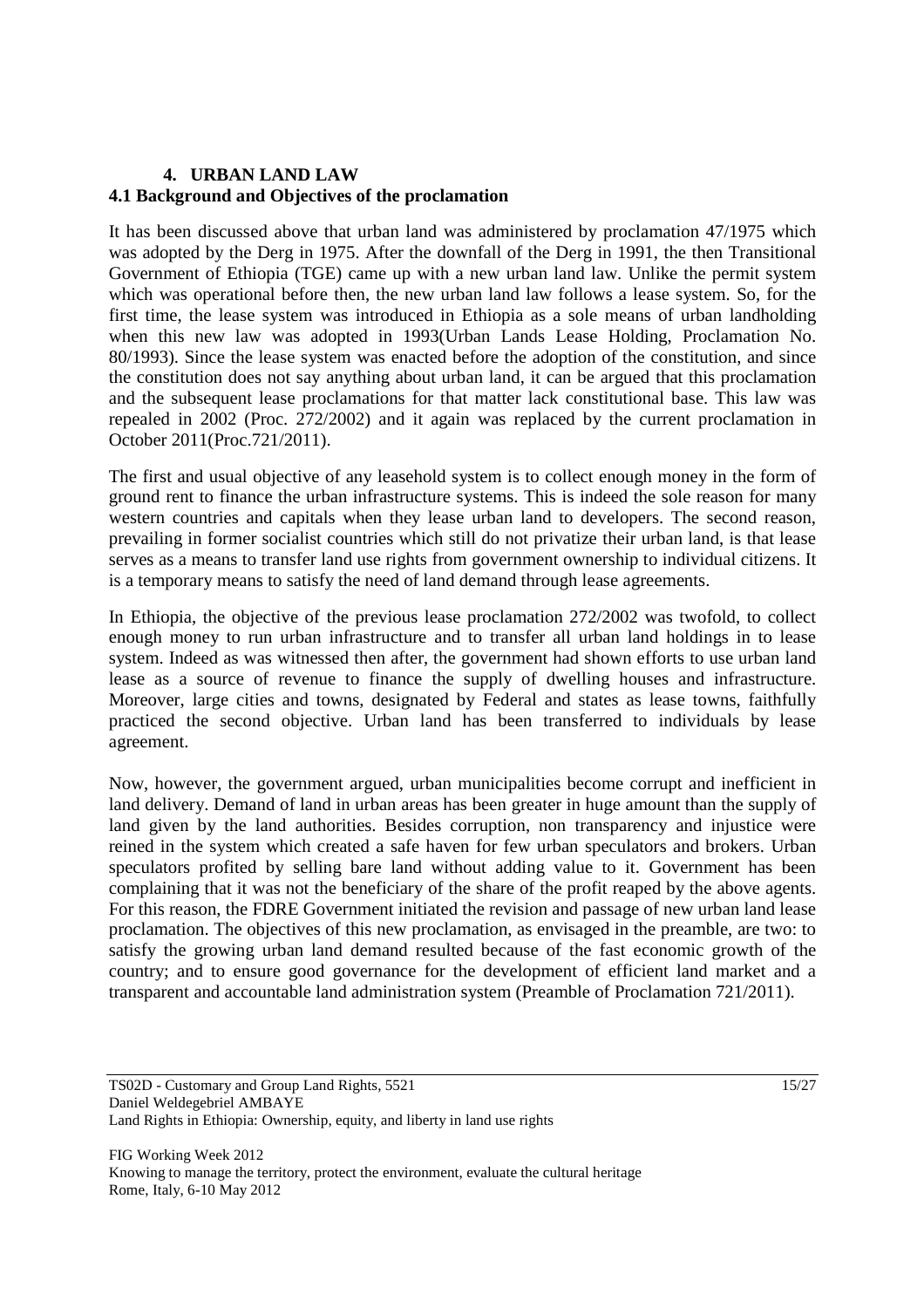## 4. URBAN LAND LAW

### 4.1 Background and Objectives of the proclamation

It has been discussed above that urban land was administered by proclamation 47/1975 which was adopted by the Derg in 1975. After the downfall of the Derg in 1991, the then Transitional Government of Ethiopia (TGE) came up with a new urban land law. Unlike the permit system which was operational before then, the new urban land law follows a lease system. So, for the first time, the lease system was introduced in Ethiopia as a sole means of urban landholding when this new law was adopted in 1993(Urban Lands Lease Holding, Proclamation No. 80/1993). Since the lease system was enacted before the adoption of the constitution, and since the constitution does not say anything about urban land, it can be argued that this proclamation and the subsequent lease proclamations for that matter lack constitutional base. This law was repealed in 2002 (Proc. 272/2002) and it again was replaced by the current proclamation in October 2011(Proc.721/2011).

The first and usual objective of any leasehold system is to collect enough money in the form of ground rent to finance the urban infrastructure systems. This is indeed the sole reason for many western countries and capitals when they lease urban land to developers. The second reason, prevailing in former socialist countries which still do not privatize their urban land, is that lease serves as a means to transfer land use rights from government ownership to individual citizens. It is a temporary means to satisfy the need of land demand through lease agreements.

In Ethiopia, the objective of the previous lease proclamation 272/2002 was twofold, to collect enough money to run urban infrastructure and to transfer all urban land holdings in to lease system. Indeed as was witnessed then after, the government had shown efforts to use urban land lease as a source of revenue to finance the supply of dwelling houses and infrastructure. Moreover, large cities and towns, designated by Federal and states as lease towns, faithfully practiced the second objective. Urban land has been transferred to individuals by lease agreement.

Now, however, the government argued, urban municipalities become corrupt and inefficient in land delivery. Demand of land in urban areas has been greater in huge amount than the supply of land given by the land authorities. Besides corruption, non transparency and injustice were reined in the system which created a safe haven for few urban speculators and brokers. Urban speculators profited by selling bare land without adding value to it. Government has been complaining that it was not the beneficiary of the share of the profit reaped by the above agents. For this reason, the FDRE Government initiated the revision and passage of new urban land lease proclamation. The objectives of this new proclamation, as envisaged in the preamble, are two: to satisfy the growing urban land demand resulted because of the fast economic growth of the country; and to ensure good governance for the development of efficient land market and a transparent and accountable land administration system (Preamble of Proclamation 721/2011).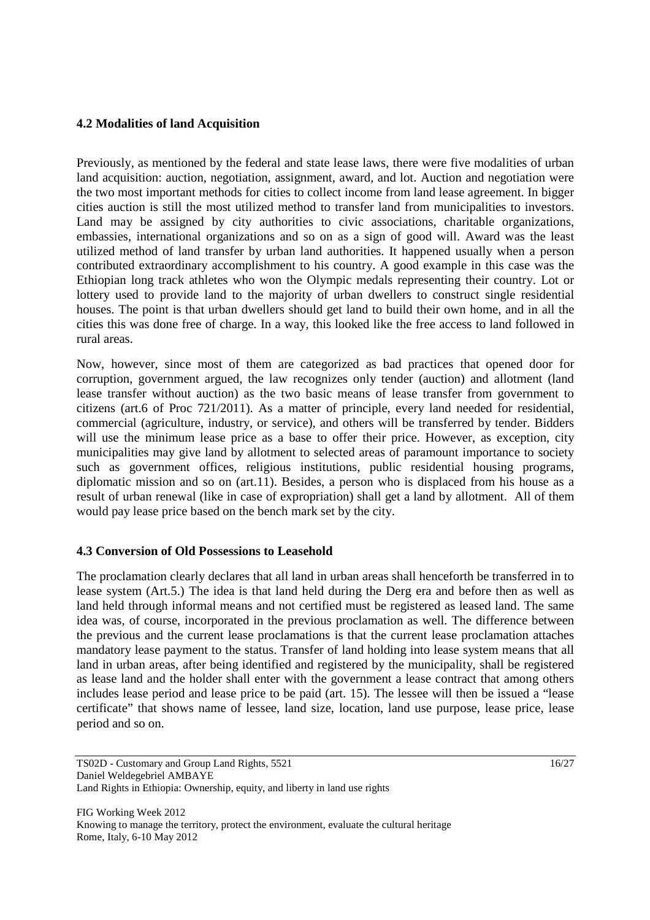### 4.2 Modalities of land Acquisition

Previously, as mentioned by the federal and state lease laws, there were five modalities of urban land acquisition: auction, negotiation, assignment, award, and lot. Auction and negotiation were the two most important methods for cities to collect income from land lease agreement. In bigger cities auction is still the most utilized method to transfer land from municipalities to investors. Land may be assigned by city authorities to civic associations, charitable organizations, embassies, international organizations and so on as a sign of good will. Award was the least utilized method of land transfer by urban land authorities. It happened usually when a person contributed extraordinary accomplishment to his country. A good example in this case was the Ethiopian long track athletes who won the Olympic medals representing their country. Lot or lottery used to provide land to the majority of urban dwellers to construct single residential houses. The point is that urban dwellers should get land to build their own home, and in all the cities this was done free of charge. In a way, this looked like the free access to land followed in rural areas.

Now, however, since most of them are categorized as bad practices that opened door for corruption, government argued, the law recognizes only tender (auction) and allotment (land lease transfer without auction) as the two basic means of lease transfer from government to citizens (art.6 of Proc 721/2011). As a matter of principle, every land needed for residential, commercial (agriculture, industry, or service), and others will be transferred by tender. Bidders will use the minimum lease price as a base to offer their price. However, as exception, city municipalities may give land by allotment to selected areas of paramount importance to society such as government offices, religious institutions, public residential housing programs, diplomatic mission and so on (art.11). Besides, a person who is displaced from his house as a result of urban renewal (like in case of expropriation) shall get a land by allotment. All of them would pay lease price based on the bench mark set by the city.

### 4.3 Conversion of Old Possessions to Leasehold

The proclamation clearly declares that all land in urban areas shall henceforth be transferred in to lease system (Art.5.) The idea is that land held during the Derg era and before then as well as land held through informal means and not certified must be registered as leased land. The same idea was, of course, incorporated in the previous proclamation as well. The difference between the previous and the current lease proclamations is that the current lease proclamation attaches mandatory lease payment to the status. Transfer of land holding into lease system means that all land in urban areas, after being identified and registered by the municipality, shall be registered as lease land and the holder shall enter with the government a lease contract that among others includes lease period and lease price to be paid (art. 15). The lessee will then be issued a "lease certificate" that shows name of lessee, land size, location, land use purpose, lease price, lease period and so on.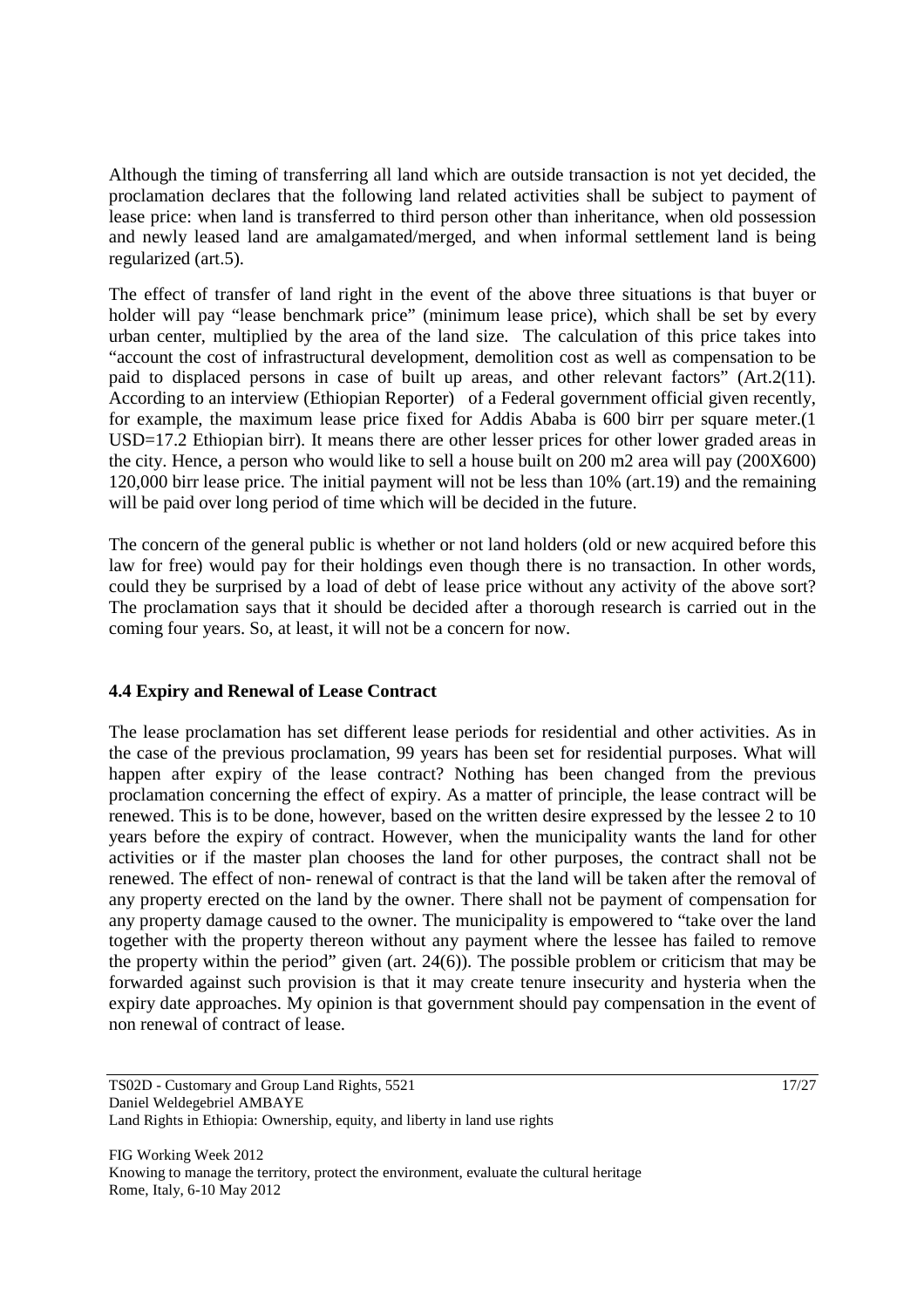Although the timing of transferring all land which are outside transaction is not yet decided, the proclamation declares that the following land related activities shall be subject to payment of lease price: when land is transferred to third person other than inheritance, when old possession and newly leased land are amalgamated/merged, and when informal settlement land is being regularized (art.5).

The effect of transfer of land right in the event of the above three situations is that buyer or holder will pay "lease benchmark price" (minimum lease price), which shall be set by every urban center, multiplied by the area of the land size. The calculation of this price takes into "account the cost of infrastructural development, demolition cost as well as compensation to be paid to displaced persons in case of built up areas, and other relevant factors" (Art.2(11). According to an interview (Ethiopian Reporter) of a Federal government official given recently, for example, the maximum lease price fixed for Addis Ababa is 600 birr per square meter.(1 USD=17.2 Ethiopian birr). It means there are other lesser prices for other lower graded areas in the city. Hence, a person who would like to sell a house built on 200 m2 area will pay (200X600) 120,000 birr lease price. The initial payment will not be less than 10% (art.19) and the remaining will be paid over long period of time which will be decided in the future.

The concern of the general public is whether or not land holders (old or new acquired before this law for free) would pay for their holdings even though there is no transaction. In other words, could they be surprised by a load of debt of lease price without any activity of the above sort? The proclamation says that it should be decided after a thorough research is carried out in the coming four years. So, at least, it will not be a concern for now.

### 4.4 Expiry and Renewal of Lease Contract

The lease proclamation has set different lease periods for residential and other activities. As in the case of the previous proclamation, 99 years has been set for residential purposes. What will happen after expiry of the lease contract? Nothing has been changed from the previous proclamation concerning the effect of expiry. As a matter of principle, the lease contract will be renewed. This is to be done, however, based on the written desire expressed by the lessee 2 to 10 years before the expiry of contract. However, when the municipality wants the land for other activities or if the master plan chooses the land for other purposes, the contract shall not be renewed. The effect of non- renewal of contract is that the land will be taken after the removal of any property erected on the land by the owner. There shall not be payment of compensation for any property damage caused to the owner. The municipality is empowered to "take over the land together with the property thereon without any payment where the lessee has failed to remove the property within the period" given (art. 24(6)). The possible problem or criticism that may be forwarded against such provision is that it may create tenure insecurity and hysteria when the expiry date approaches. My opinion is that government should pay compensation in the event of non renewal of contract of lease.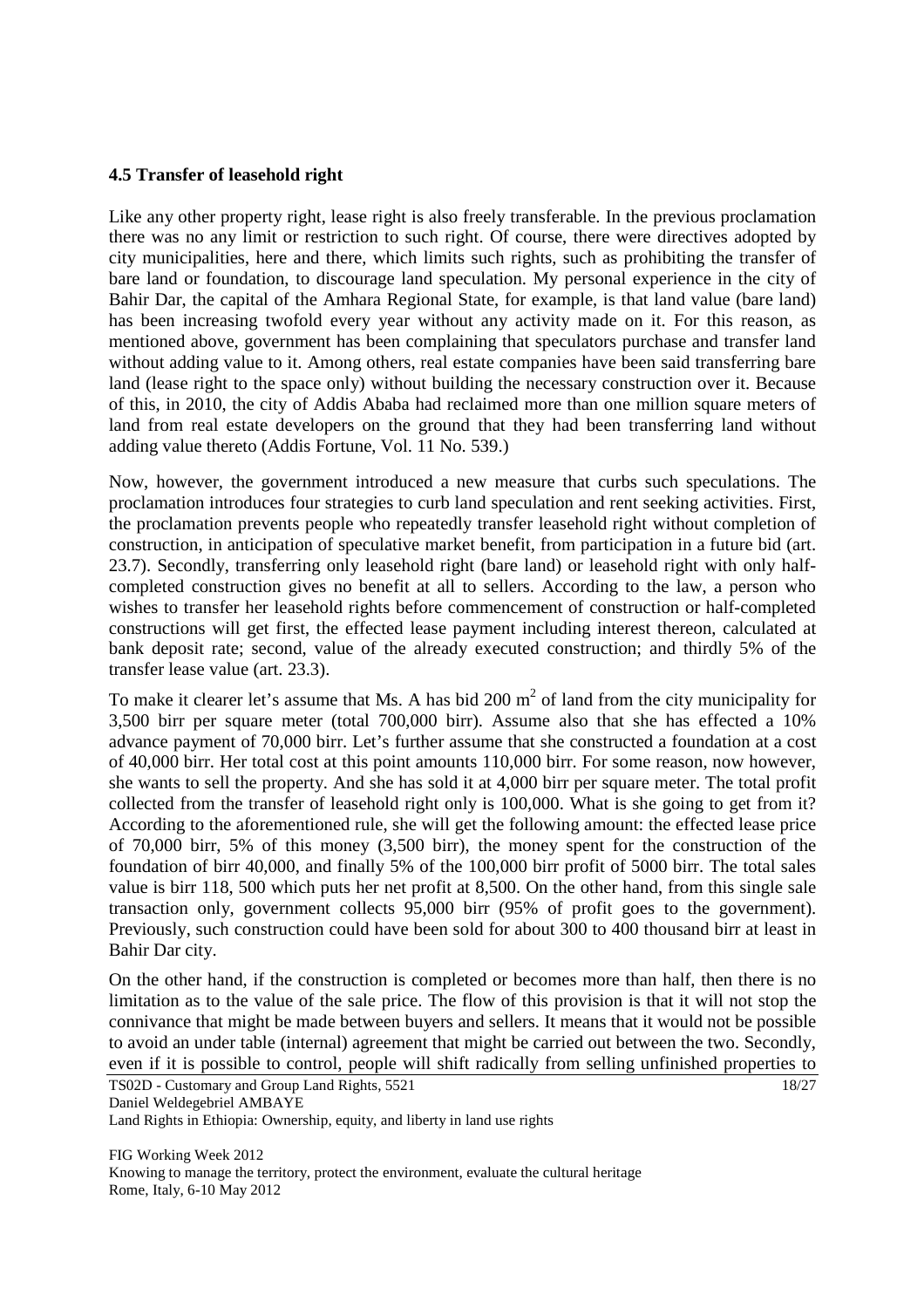### 4.5 Transfer of leasehold right

Like any other property right, lease right is also freely transferable. In the previous proclamation there was no any limit or restriction to such right. Of course, there were directives adopted by city municipalities, here and there, which limits such rights, such as prohibiting the transfer of bare land or foundation, to discourage land speculation. My personal experience in the city of Bahir Dar, the capital of the Amhara Regional State, for example, is that land value (bare land) has been increasing twofold every year without any activity made on it. For this reason, as mentioned above, government has been complaining that speculators purchase and transfer land without adding value to it. Among others, real estate companies have been said transferring bare land (lease right to the space only) without building the necessary construction over it. Because of this, in 2010, the city of Addis Ababa had reclaimed more than one million square meters of land from real estate developers on the ground that they had been transferring land without adding value thereto (Addis Fortune, Vol. 11 No. 539.)

Now, however, the government introduced a new measure that curbs such speculations. The proclamation introduces four strategies to curb land speculation and rent seeking activities. First, the proclamation prevents people who repeatedly transfer leasehold right without completion of construction, in anticipation of speculative market benefit, from participation in a future bid (art. 23.7). Secondly, transferring only leasehold right (bare land) or leasehold right with only half-completed construction gives no benefit at all to sellers. According to the law, a person who wishes to transfer her leasehold rights before commencement of construction or half-completed constructions will get first, the effected lease payment including interest thereon, calculated at bank deposit rate; second, value of the already executed construction; and thirdly 5% of the transfer lease value (art. 23.3).

To make it clearer let's assume that Ms. A has bid 200 $m^2$ of land from the city municipality for 3,500 birr per square meter (total 700,000 birr). Assume also that she has effected a 10% advance payment of 70,000 birr. Let's further assume that she constructed a foundation at a cost of 40,000 birr. Her total cost at this point amounts 110,000 birr. For some reason, now however, she wants to sell the property. And she has sold it at 4,000 birr per square meter. The total profit collected from the transfer of leasehold right only is 100,000. What is she going to get from it? According to the aforementioned rule, she will get the following amount: the effected lease price of 70,000 birr, 5% of this money (3,500 birr), the money spent for the construction of the foundation of birr 40,000, and finally 5% of the 100,000 birr profit of 5000 birr. The total sales value is birr 118, 500 which puts her net profit at 8,500. On the other hand, from this single sale transaction only, government collects 95,000 birr (95% of profit goes to the government). Previously, such construction could have been sold for about 300 to 400 thousand birr at least in Bahir Dar city.

On the other hand, if the construction is completed or becomes more than half, then there is no limitation as to the value of the sale price. The flow of this provision is that it will not stop the connivance that might be made between buyers and sellers. It means that it would not be possible to avoid an under table (internal) agreement that might be carried out between the two. Secondly, even if it is possible to control, people will shift radically from selling unfinished properties to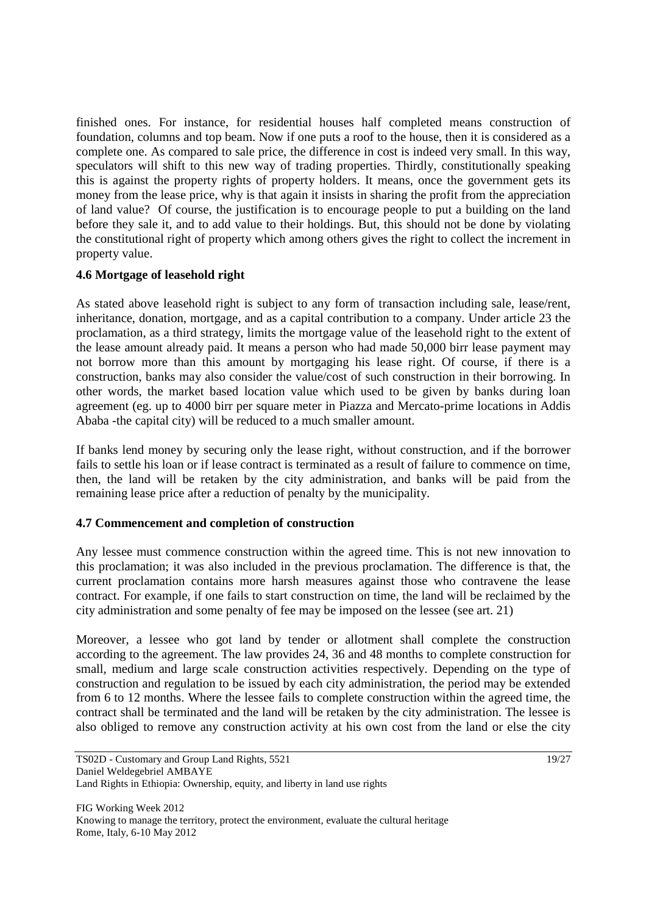finished ones. For instance, for residential houses half completed means construction of foundation, columns and top beam. Now if one puts a roof to the house, then it is considered as a complete one. As compared to sale price, the difference in cost is indeed very small. In this way, speculators will shift to this new way of trading properties. Thirdly, constitutionally speaking this is against the property rights of property holders. It means, once the government gets its money from the lease price, why is that again it insists in sharing the profit from the appreciation of land value? Of course, the justification is to encourage people to put a building on the land before they sale it, and to add value to their holdings. But, this should not be done by violating the constitutional right of property which among others gives the right to collect the increment in property value.

### 4.6 Mortgage of leasehold right

As stated above leasehold right is subject to any form of transaction including sale, lease/rent, inheritance, donation, mortgage, and as a capital contribution to a company. Under article 23 the proclamation, as a third strategy, limits the mortgage value of the leasehold right to the extent of the lease amount already paid. It means a person who had made 50,000 birr lease payment may not borrow more than this amount by mortgaging his lease right. Of course, if there is a construction, banks may also consider the value/cost of such construction in their borrowing. In other words, the market based location value which used to be given by banks during loan agreement (eg. up to 4000 birr per square meter in Piazza and Mercato-prime locations in Addis Ababa -the capital city) will be reduced to a much smaller amount.

If banks lend money by securing only the lease right, without construction, and if the borrower fails to settle his loan or if lease contract is terminated as a result of failure to commence on time, then, the land will be retaken by the city administration, and banks will be paid from the remaining lease price after a reduction of penalty by the municipality.

### 4.7 Commencement and completion of construction

Any lessee must commence construction within the agreed time. This is not new innovation to this proclamation; it was also included in the previous proclamation. The difference is that, the current proclamation contains more harsh measures against those who contravene the lease contract. For example, if one fails to start construction on time, the land will be reclaimed by the city administration and some penalty of fee may be imposed on the lessee (see art. 21)

Moreover, a lessee who got land by tender or allotment shall complete the construction according to the agreement. The law provides 24, 36 and 48 months to complete construction for small, medium and large scale construction activities respectively. Depending on the type of construction and regulation to be issued by each city administration, the period may be extended from 6 to 12 months. Where the lessee fails to complete construction within the agreed time, the contract shall be terminated and the land will be retaken by the city administration. The lessee is also obliged to remove any construction activity at his own cost from the land or else the city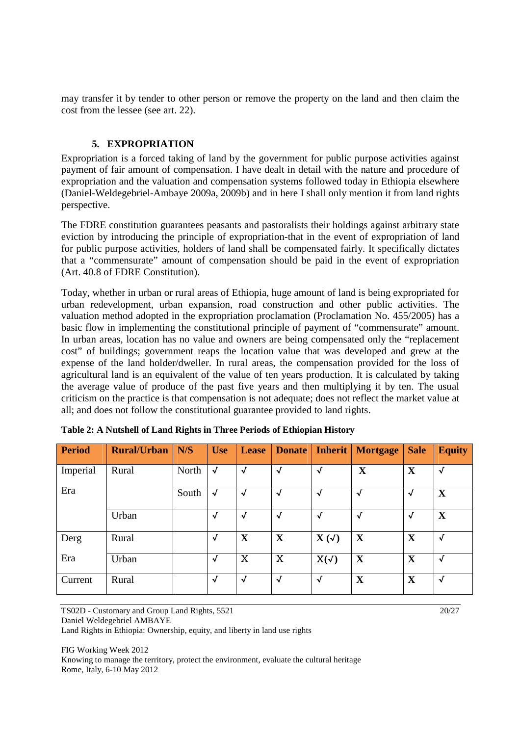may transfer it by tender to other person or remove the property on the land and then claim the cost from the lessee (see art. 22).

## 5. EXPROPRIATION

Expropriation is a forced taking of land by the government for public purpose activities against payment of fair amount of compensation. I have dealt in detail with the nature and procedure of expropriation and the valuation and compensation systems followed today in Ethiopia elsewhere (Daniel-Weldegebriel-Ambaye 2009a, 2009b) and in here I shall only mention it from land rights perspective.

The FDRE constitution guarantees peasants and pastoralists their holdings against arbitrary state eviction by introducing the principle of expropriation-that in the event of expropriation of land for public purpose activities, holders of land shall be compensated fairly. It specifically dictates that a "commensurate" amount of compensation should be paid in the event of expropriation (Art. 40.8 of FDRE Constitution).

Today, whether in urban or rural areas of Ethiopia, huge amount of land is being expropriated for urban redevelopment, urban expansion, road construction and other public activities. The valuation method adopted in the expropriation proclamation (Proclamation No. 455/2005) has a basic flow in implementing the constitutional principle of payment of "commensurate" amount. In urban areas, location has no value and owners are being compensated only the "replacement cost" of buildings; government reaps the location value that was developed and grew at the expense of the land holder/dweller. In rural areas, the compensation provided for the loss of agricultural land is an equivalent of the value of ten years production. It is calculated by taking the average value of produce of the past five years and then multiplying it by ten. The usual criticism on the practice is that compensation is not adequate; does not reflect the market value at all; and does not follow the constitutional guarantee provided to land rights.

**Table 2: A Nutshell of Land Rights in Three Periods of Ethiopian History**

| Period | Rural/Urban | N/S | Use | Lease | Donate | Inherit | Mortgage | Sale | Equity |
|---|---|---|---|---|---|---|---|---|---|
| Imperial Era | Rural | North | √ | √ | √ | √ | X | X | √ |
| | | South | √ | √ | √ | √ | √ | √ | X |
| | Urban | | √ | √ | √ | √ | √ | √ | X |
| Derg Era | Rural | | √ | X | X | X (√) | X | X | √ |
| | Urban | | √ | X | X | X(√) | X | X | √ |
| Current | Rural | | √ | √ | √ | √ | X | X | √ |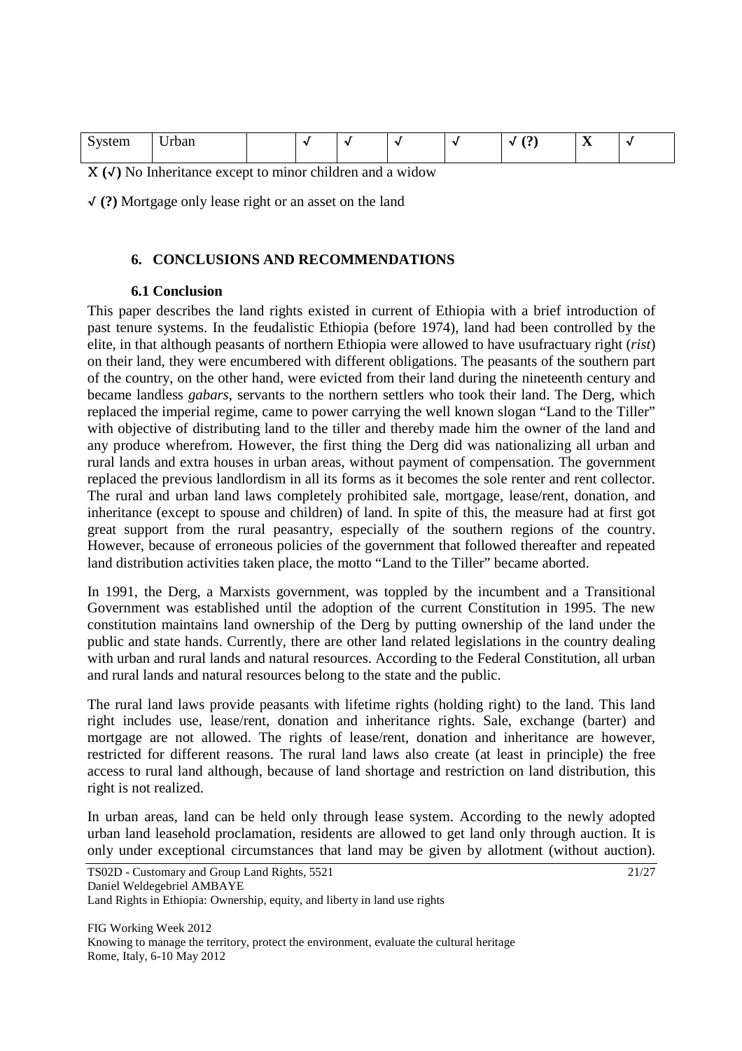| System | Urban | | √ | √ | √ | √ | √ (?) | X | √ |
|---|---|---|---|---|---|---|---|---|---|

X (√) No Inheritance except to minor children and a widow

√ **(?)** Mortgage only lease right or an asset on the land

## 6. CONCLUSIONS AND RECOMMENDATIONS

### 6.1 Conclusion

This paper describes the land rights existed in current of Ethiopia with a brief introduction of past tenure systems. In the feudalistic Ethiopia (before 1974), land had been controlled by the elite, in that although peasants of northern Ethiopia were allowed to have usufractuary right (*rist*) on their land, they were encumbered with different obligations. The peasants of the southern part of the country, on the other hand, were evicted from their land during the nineteenth century and became landless *gabars*, servants to the northern settlers who took their land. The Derg, which replaced the imperial regime, came to power carrying the well known slogan "Land to the Tiller" with objective of distributing land to the tiller and thereby made him the owner of the land and any produce wherefrom. However, the first thing the Derg did was nationalizing all urban and rural lands and extra houses in urban areas, without payment of compensation. The government replaced the previous landlordism in all its forms as it becomes the sole renter and rent collector. The rural and urban land laws completely prohibited sale, mortgage, lease/rent, donation, and inheritance (except to spouse and children) of land. In spite of this, the measure had at first got great support from the rural peasantry, especially of the southern regions of the country. However, because of erroneous policies of the government that followed thereafter and repeated land distribution activities taken place, the motto "Land to the Tiller" became aborted.

In 1991, the Derg, a Marxists government, was toppled by the incumbent and a Transitional Government was established until the adoption of the current Constitution in 1995. The new constitution maintains land ownership of the Derg by putting ownership of the land under the public and state hands. Currently, there are other land related legislations in the country dealing with urban and rural lands and natural resources. According to the Federal Constitution, all urban and rural lands and natural resources belong to the state and the public.

The rural land laws provide peasants with lifetime rights (holding right) to the land. This land right includes use, lease/rent, donation and inheritance rights. Sale, exchange (barter) and mortgage are not allowed. The rights of lease/rent, donation and inheritance are however, restricted for different reasons. The rural land laws also create (at least in principle) the free access to rural land although, because of land shortage and restriction on land distribution, this right is not realized.

In urban areas, land can be held only through lease system. According to the newly adopted urban land leasehold proclamation, residents are allowed to get land only through auction. It is only under exceptional circumstances that land may be given by allotment (without auction).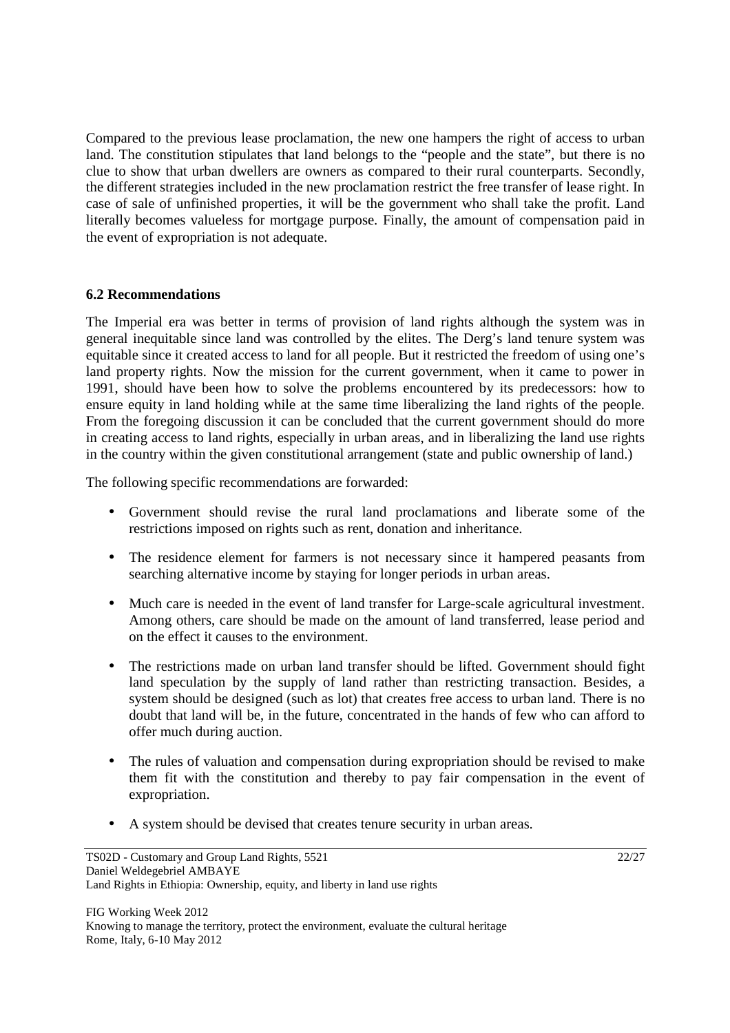Compared to the previous lease proclamation, the new one hampers the right of access to urban land. The constitution stipulates that land belongs to the "people and the state", but there is no clue to show that urban dwellers are owners as compared to their rural counterparts. Secondly, the different strategies included in the new proclamation restrict the free transfer of lease right. In case of sale of unfinished properties, it will be the government who shall take the profit. Land literally becomes valueless for mortgage purpose. Finally, the amount of compensation paid in the event of expropriation is not adequate.

### 6.2 Recommendations

The Imperial era was better in terms of provision of land rights although the system was in general inequitable since land was controlled by the elites. The Derg's land tenure system was equitable since it created access to land for all people. But it restricted the freedom of using one's land property rights. Now the mission for the current government, when it came to power in 1991, should have been how to solve the problems encountered by its predecessors: how to ensure equity in land holding while at the same time liberalizing the land rights of the people. From the foregoing discussion it can be concluded that the current government should do more in creating access to land rights, especially in urban areas, and in liberalizing the land use rights in the country within the given constitutional arrangement (state and public ownership of land.)

The following specific recommendations are forwarded:

- Government should revise the rural land proclamations and liberate some of the restrictions imposed on rights such as rent, donation and inheritance.
- The residence element for farmers is not necessary since it hampered peasants from searching alternative income by staying for longer periods in urban areas.
- Much care is needed in the event of land transfer for Large-scale agricultural investment. Among others, care should be made on the amount of land transferred, lease period and on the effect it causes to the environment.
- The restrictions made on urban land transfer should be lifted. Government should fight land speculation by the supply of land rather than restricting transaction. Besides, a system should be designed (such as lot) that creates free access to urban land. There is no doubt that land will be, in the future, concentrated in the hands of few who can afford to offer much during auction.
- The rules of valuation and compensation during expropriation should be revised to make them fit with the constitution and thereby to pay fair compensation in the event of expropriation.
- A system should be devised that creates tenure security in urban areas.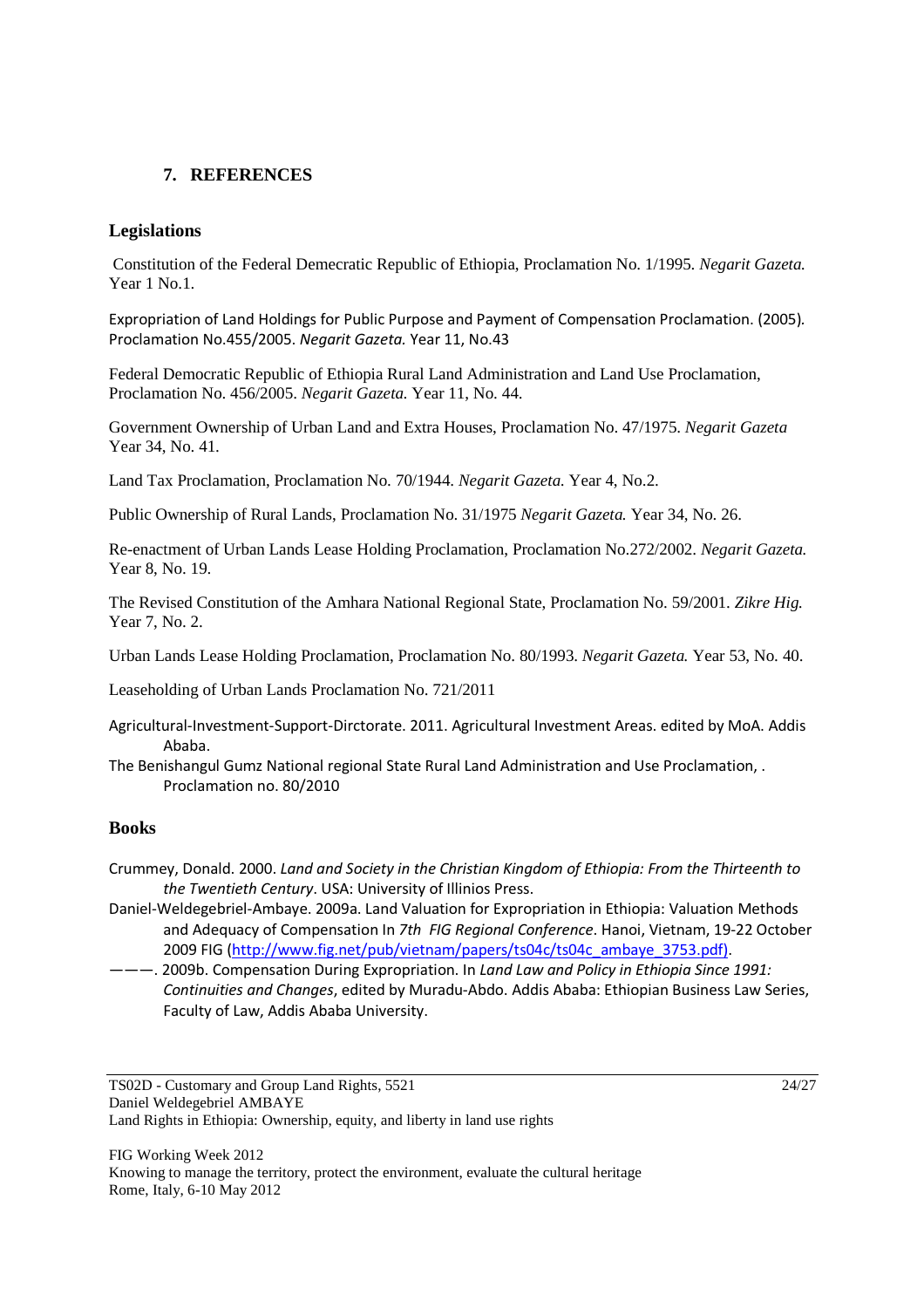## 7. REFERENCES

### Legislations

Constitution of the Federal Demecratic Republic of Ethiopia, Proclamation No. 1/1995. *Negarit Gazeta.* Year 1 No.1.

Expropriation of Land Holdings for Public Purpose and Payment of Compensation Proclamation. (2005). Proclamation No.455/2005. *Negarit Gazeta.* Year 11, No.43

Federal Democratic Republic of Ethiopia Rural Land Administration and Land Use Proclamation, Proclamation No. 456/2005. *Negarit Gazeta.* Year 11, No. 44.

Government Ownership of Urban Land and Extra Houses, Proclamation No. 47/1975. *Negarit Gazeta* Year 34, No. 41.

Land Tax Proclamation, Proclamation No. 70/1944. *Negarit Gazeta.* Year 4, No.2.

Public Ownership of Rural Lands, Proclamation No. 31/1975 *Negarit Gazeta.* Year 34, No. 26.

Re-enactment of Urban Lands Lease Holding Proclamation, Proclamation No.272/2002. *Negarit Gazeta.* Year 8, No. 19.

The Revised Constitution of the Amhara National Regional State, Proclamation No. 59/2001. *Zikre Hig.* Year 7, No. 2.

Urban Lands Lease Holding Proclamation, Proclamation No. 80/1993. *Negarit Gazeta.* Year 53, No. 40.

Leaseholding of Urban Lands Proclamation No. 721/2011

Agricultural-Investment-Support-Dirctorate. 2011. Agricultural Investment Areas. edited by MoA. Addis Ababa.

The Benishangul Gumz National regional State Rural Land Administration and Use Proclamation, . Proclamation no. 80/2010

### Books

Crummey, Donald. 2000. *Land and Society in the Christian Kingdom of Ethiopia: From the Thirteenth to the Twentieth Century*. USA: University of Illinios Press.

Daniel-Weldegebriel-Ambaye. 2009a. Land Valuation for Expropriation in Ethiopia: Valuation Methods and Adequacy of Compensation In *7th FIG Regional Conference*. Hanoi, Vietnam, 19-22 October 2009 FIG (http://www.fig.net/pub/vietnam/papers/ts04c/ts04c_ambaye_3753.pdf).

———. 2009b. Compensation During Expropriation. In *Land Law and Policy in Ethiopia Since 1991: Continuities and Changes*, edited by Muradu-Abdo. Addis Ababa: Ethiopian Business Law Series, Faculty of Law, Addis Ababa University.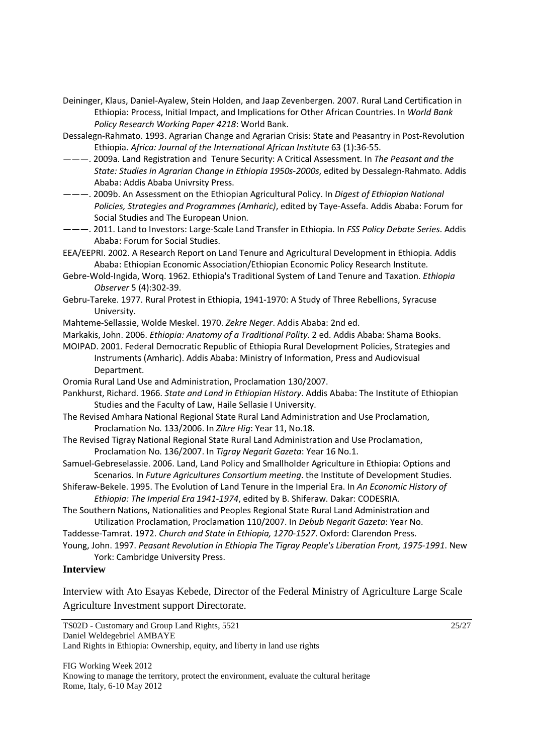Deininger, Klaus, Daniel-Ayalew, Stein Holden, and Jaap Zevenbergen. 2007. Rural Land Certification in Ethiopia: Process, Initial Impact, and Implications for Other African Countries. In *World Bank Policy Research Working Paper 4218*: World Bank.

Dessalegn-Rahmato. 1993. Agrarian Change and Agrarian Crisis: State and Peasantry in Post-Revolution Ethiopia. *Africa: Journal of the International African Institute* 63 (1):36-55.

———. 2009a. Land Registration and Tenure Security: A Critical Assessment. In *The Peasant and the State: Studies in Agrarian Change in Ethiopia 1950s-2000s*, edited by Dessalegn-Rahmato. Addis Ababa: Addis Ababa Univrsity Press.

———. 2009b. An Assessment on the Ethiopian Agricultural Policy. In *Digest of Ethiopian National Policies, Strategies and Programmes (Amharic)*, edited by Taye-Assefa. Addis Ababa: Forum for Social Studies and The European Union.

———. 2011. Land to Investors: Large-Scale Land Transfer in Ethiopia. In *FSS Policy Debate Series*. Addis Ababa: Forum for Social Studies.

EEA/EEPRI. 2002. A Research Report on Land Tenure and Agricultural Development in Ethiopia. Addis Ababa: Ethiopian Economic Association/Ethiopian Economic Policy Research Institute.

Gebre-Wold-Ingida, Worq. 1962. Ethiopia's Traditional System of Land Tenure and Taxation. *Ethiopia Observer* 5 (4):302-39.

Gebru-Tareke. 1977. Rural Protest in Ethiopia, 1941-1970: A Study of Three Rebellions, Syracuse University.

Mahteme-Sellassie, Wolde Meskel. 1970. *Zekre Neger*. Addis Ababa: 2nd ed.

Markakis, John. 2006. *Ethiopia: Anatomy of a Traditional Polity*. 2 ed. Addis Ababa: Shama Books.

MOIPAD. 2001. Federal Democratic Republic of Ethiopia Rural Development Policies, Strategies and Instruments (Amharic). Addis Ababa: Ministry of Information, Press and Audiovisual Department.

Oromia Rural Land Use and Administration, Proclamation 130/2007.

Pankhurst, Richard. 1966. *State and Land in Ethiopian History*. Addis Ababa: The Institute of Ethiopian Studies and the Faculty of Law, Haile Sellasie I University.

The Revised Amhara National Regional State Rural Land Administration and Use Proclamation, Proclamation No. 133/2006. In *Zikre Hig*: Year 11, No.18.

The Revised Tigray National Regional State Rural Land Administration and Use Proclamation, Proclamation No. 136/2007. In *Tigray Negarit Gazeta*: Year 16 No.1.

Samuel-Gebreselassie. 2006. Land, Land Policy and Smallholder Agriculture in Ethiopia: Options and Scenarios. In *Future Agricultures Consortium meeting*. the Institute of Development Studies.

Shiferaw-Bekele. 1995. The Evolution of Land Tenure in the Imperial Era. In *An Economic History of Ethiopia: The Imperial Era 1941-1974*, edited by B. Shiferaw. Dakar: CODESRIA.

The Southern Nations, Nationalities and Peoples Regional State Rural Land Administration and Utilization Proclamation, Proclamation 110/2007. In *Debub Negarit Gazeta*: Year No.

Taddesse-Tamrat. 1972. *Church and State in Ethiopia, 1270-1527*. Oxford: Clarendon Press.

Young, John. 1997. *Peasant Revolution in Ethiopia The Tigray People's Liberation Front, 1975-1991*. New York: Cambridge University Press.

## Interview

Interview with Ato Esayas Kebede, Director of the Federal Ministry of Agriculture Large Scale Agriculture Investment support Directorate.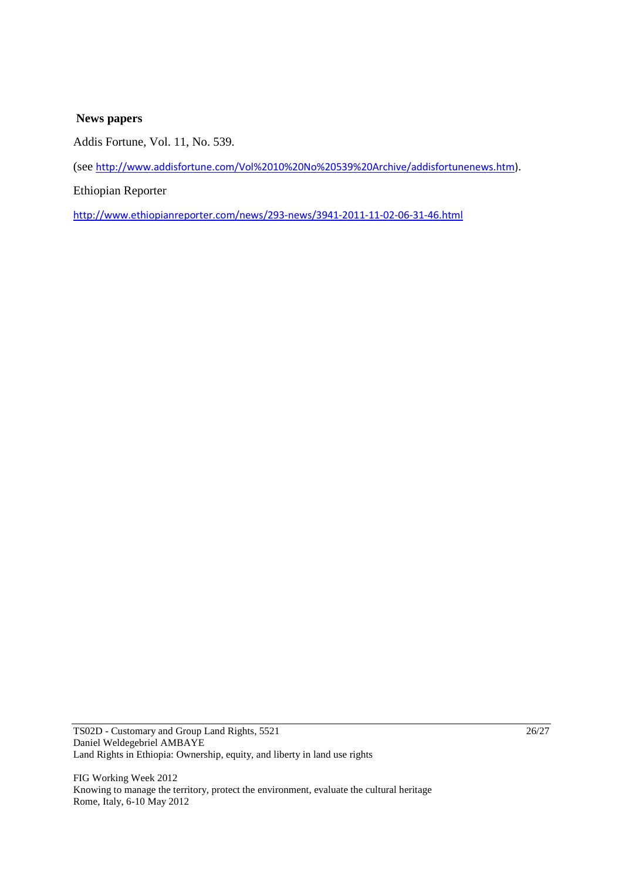### News papers

Addis Fortune, Vol. 11, No. 539.

(see http://www.addisfortune.com/Vol%2010%20No%20539%20Archive/addisfortunenews.htm).

Ethiopian Reporter

http://www.ethiopianreporter.com/news/293-news/3941-2011-11-02-06-31-46.html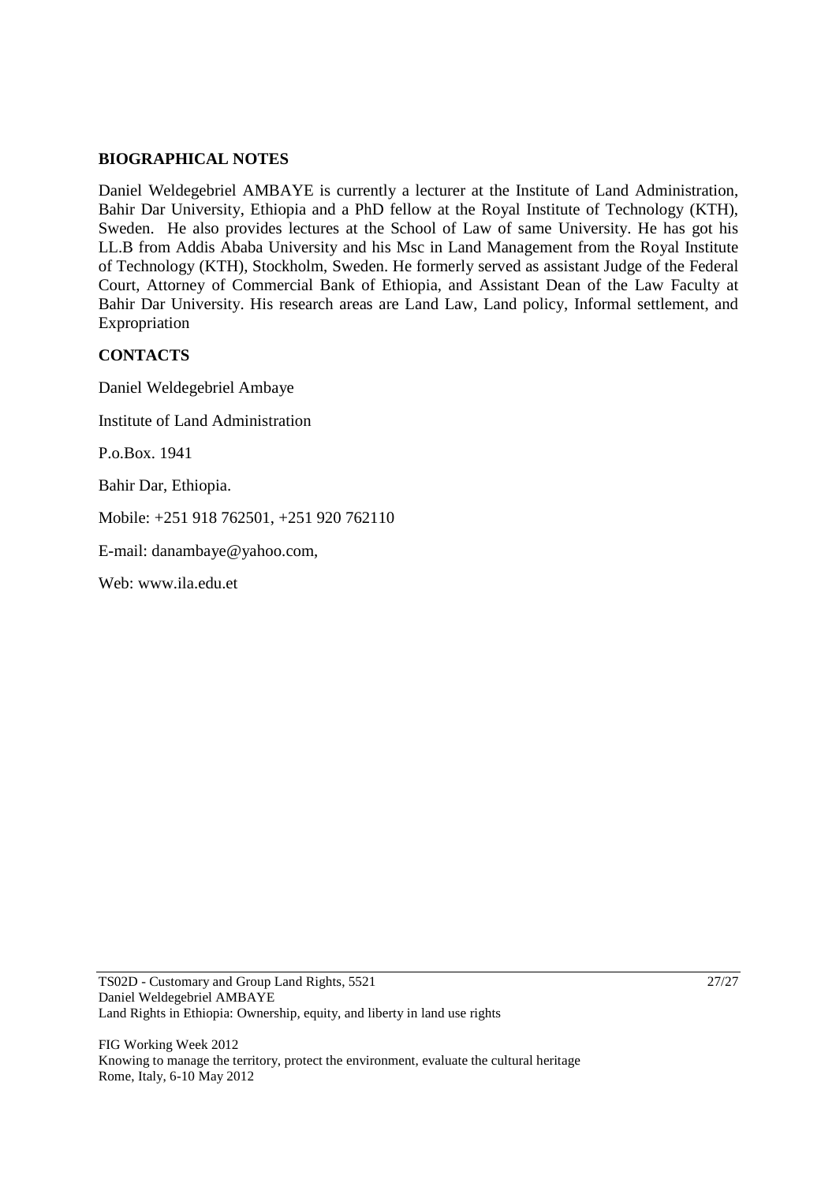## BIOGRAPHICAL NOTES

Daniel Weldegebriel AMBAYE is currently a lecturer at the Institute of Land Administration, Bahir Dar University, Ethiopia and a PhD fellow at the Royal Institute of Technology (KTH), Sweden. He also provides lectures at the School of Law of same University. He has got his LL.B from Addis Ababa University and his Msc in Land Management from the Royal Institute of Technology (KTH), Stockholm, Sweden. He formerly served as assistant Judge of the Federal Court, Attorney of Commercial Bank of Ethiopia, and Assistant Dean of the Law Faculty at Bahir Dar University. His research areas are Land Law, Land policy, Informal settlement, and Expropriation

## CONTACTS

Daniel Weldegebriel Ambaye

Institute of Land Administration

P.o.Box. 1941

Bahir Dar, Ethiopia.

Mobile: +251 918 762501, +251 920 762110

E-mail: danambaye@yahoo.com,

Web: www.ila.edu.et